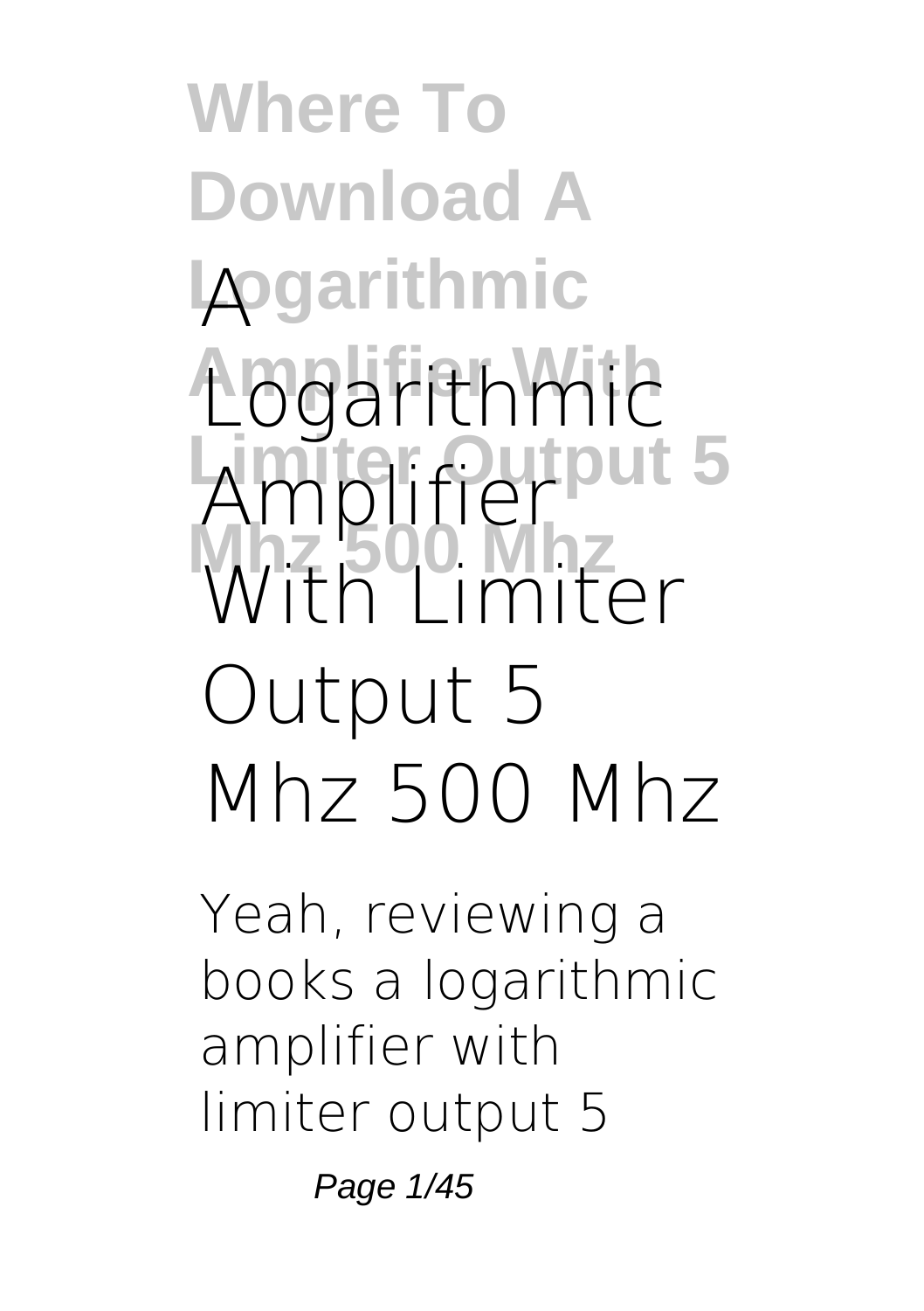**Where To Download A Logarithmic Amplifier With Limiter Output 5 Mhz 500 Mhz**

# A Logarithmic Amplifier With Limiter Output 5 Mhz 500 Mhz

Yeah, reviewing a books **a logarithmic amplifier with limiter output 5**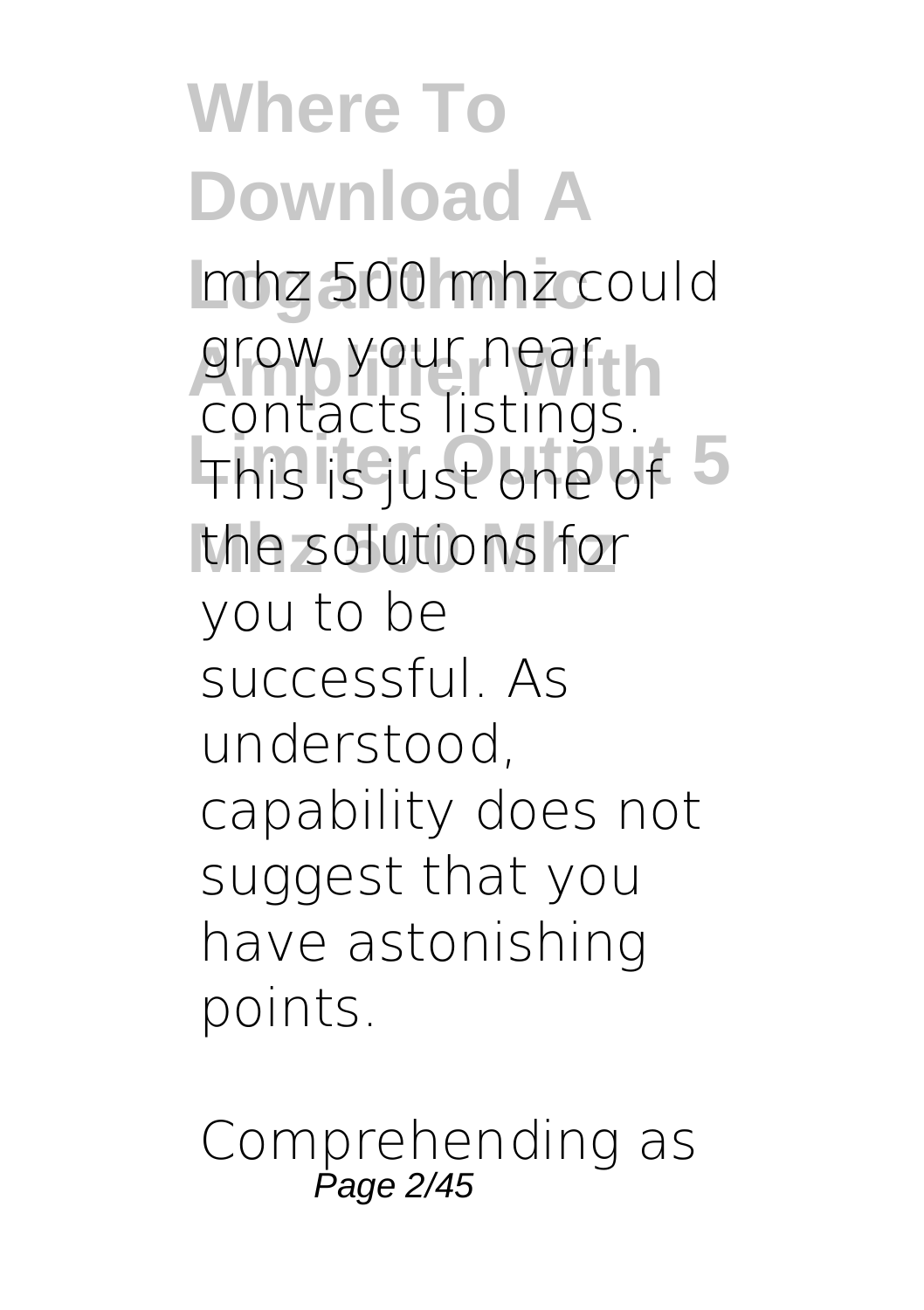mhz 500 mhz could grow your near contacts listings. This is just one of the solutions for you to be successful. As understood, capability does not suggest that you have astonishing points.

Comprehending as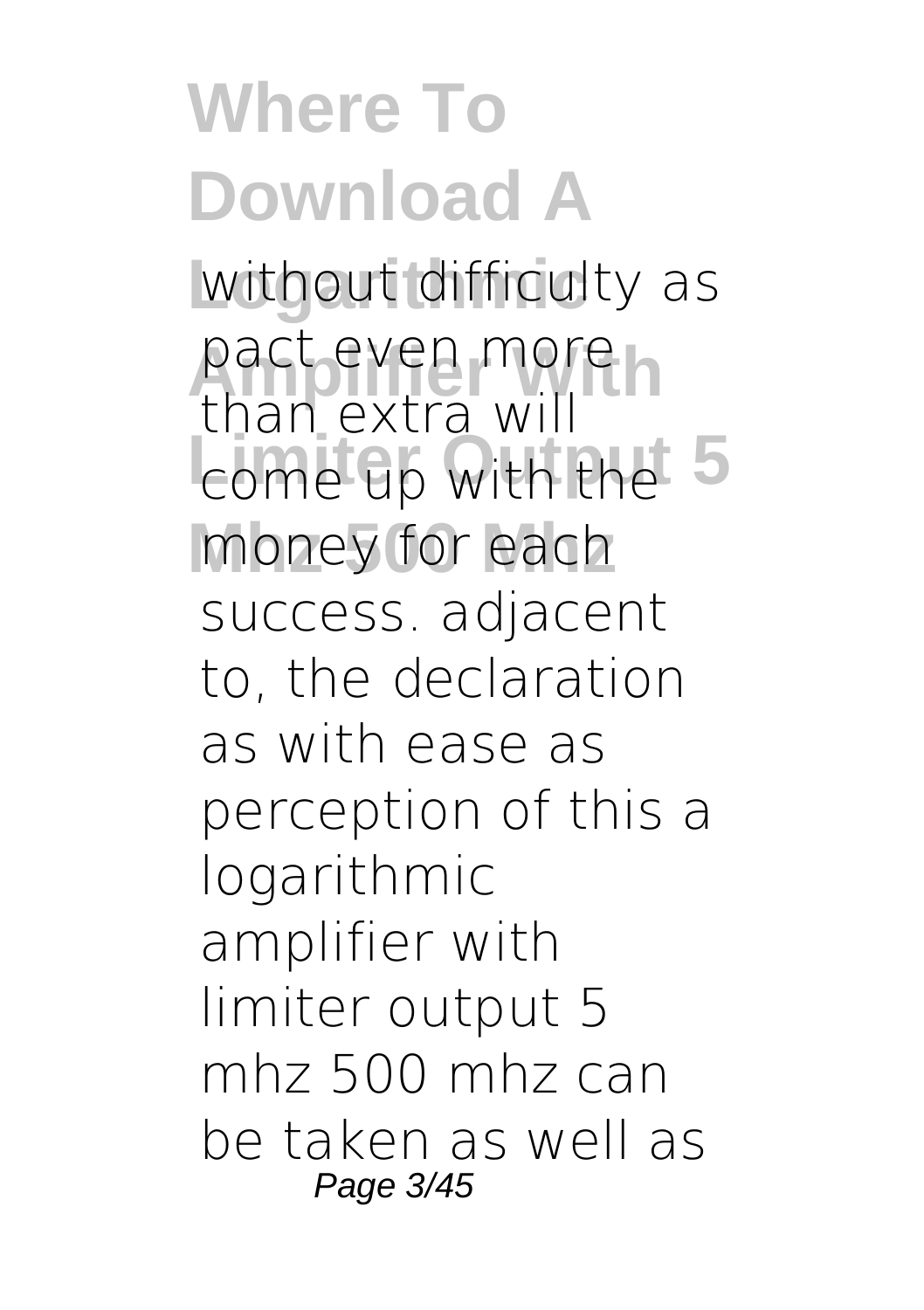without difficulty as pact even more than extra will come up with the money for each success. adjacent to, the declaration as with ease as perception of this a logarithmic amplifier with limiter output 5 mhz 500 mhz can be taken as well as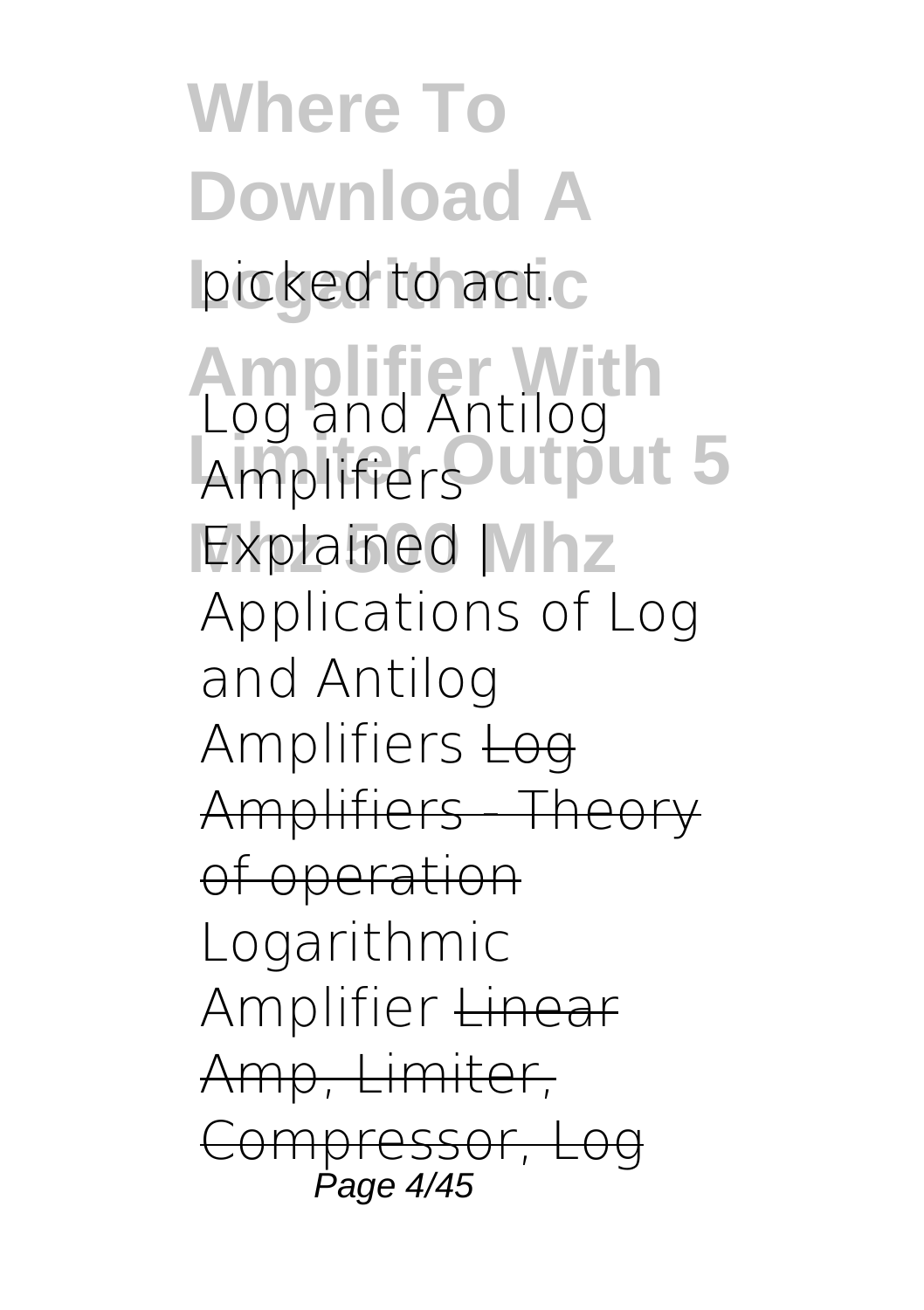picked to act.

Log and Antilog Amplifiers Explained | Applications of Log and Antilog Amplifiers ~~Log Amplifiers - Theory of operation~~ Logarithmic Amplifier ~~Linear Amp, Limiter, Compressor, Log~~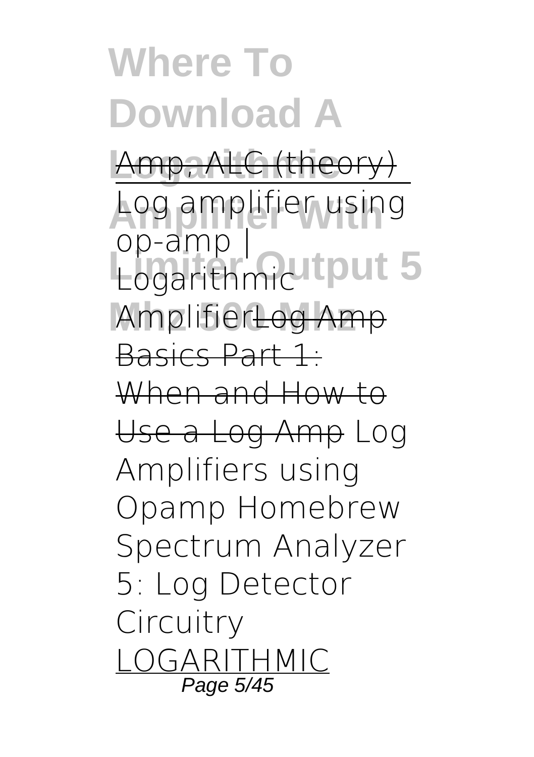Amp, ALC (theory)

Log amplifier using op-amp | Logarithmic Amplifier~~Log Amp Basics Part 1: When and How to Use a Log Amp~~ Log Amplifiers using Opamp Homebrew Spectrum Analyzer 5: Log Detector Circuitry LOGARITHMIC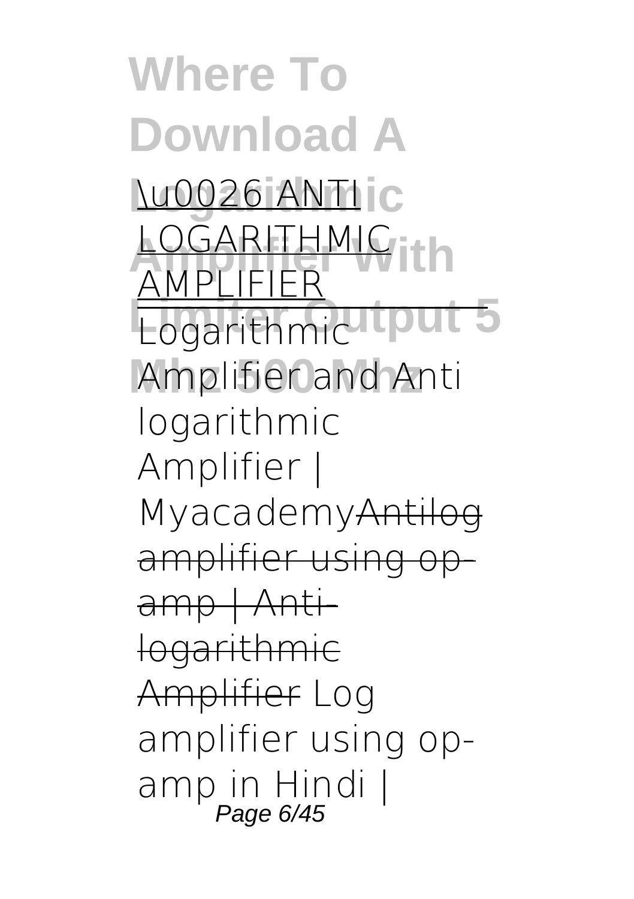\u0026 ANTI LOGARITHMIC AMPLIFIER

Logarithmic Amplifier and Anti logarithmic Amplifier | Myacademy~~Antilog amplifier using op-amp | Anti-logarithmic Amplifier~~ Log amplifier using op-amp in Hindi |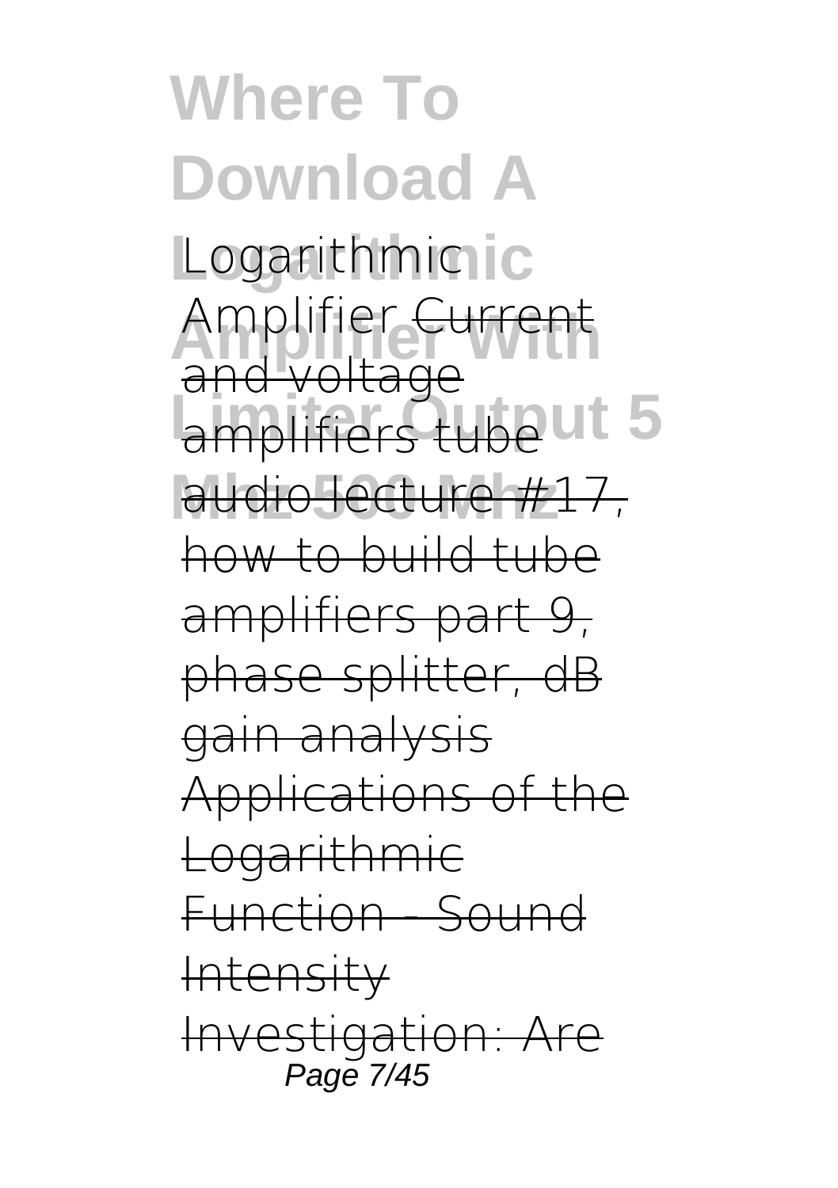Logarithmic Amplifier Current and voltage amplifiers tube audio lecture #17, how to build tube amplifiers part 9, phase splitter, dB gain analysis Applications of the Logarithmic Function - Sound Intensity Investigation: Are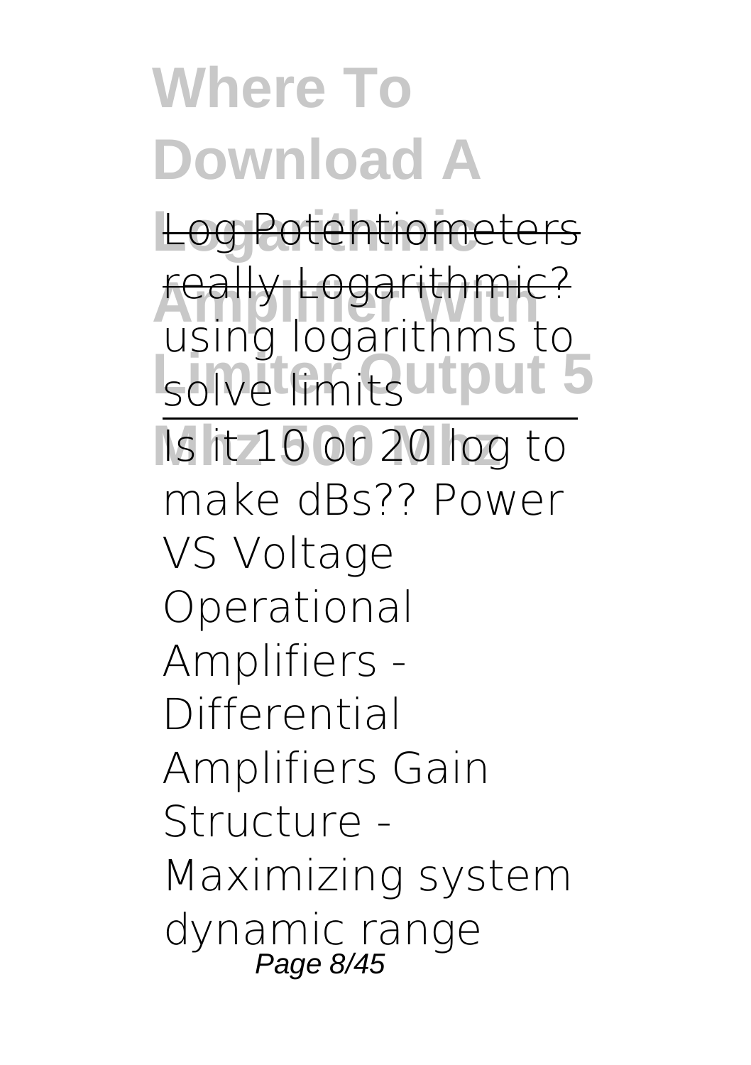# Where To Download A Logarithmic Amplifier With Limiter Output 5 Mhz 500 Mhz

Log Potentiometers really Logarithmic? using logarithms to solve limits

Is it 10 or 20 log to make dBs?? Power VS Voltage Operational Amplifiers - Differential Amplifiers Gain Structure - Maximizing system dynamic range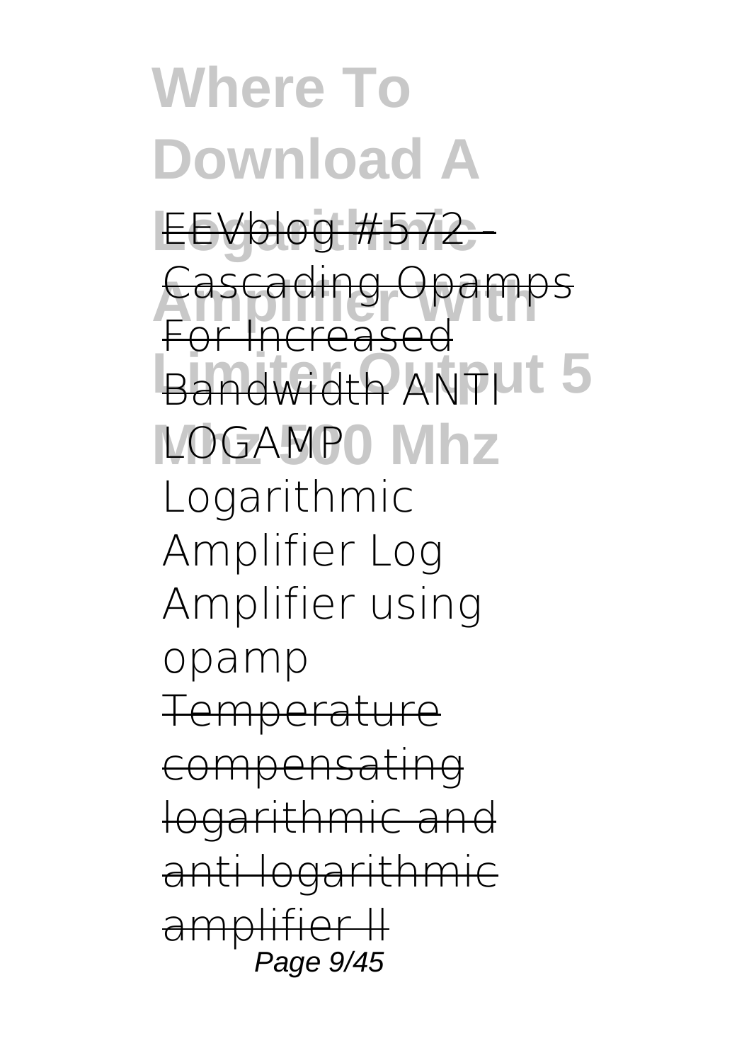~~EEVblog #572 - Cascading Opamps For Increased Bandwidth~~ ANTI LOGAMP Logarithmic Amplifier Log Amplifier using opamp ~~Temperature compensating logarithmic and anti logarithmic amplifier ||~~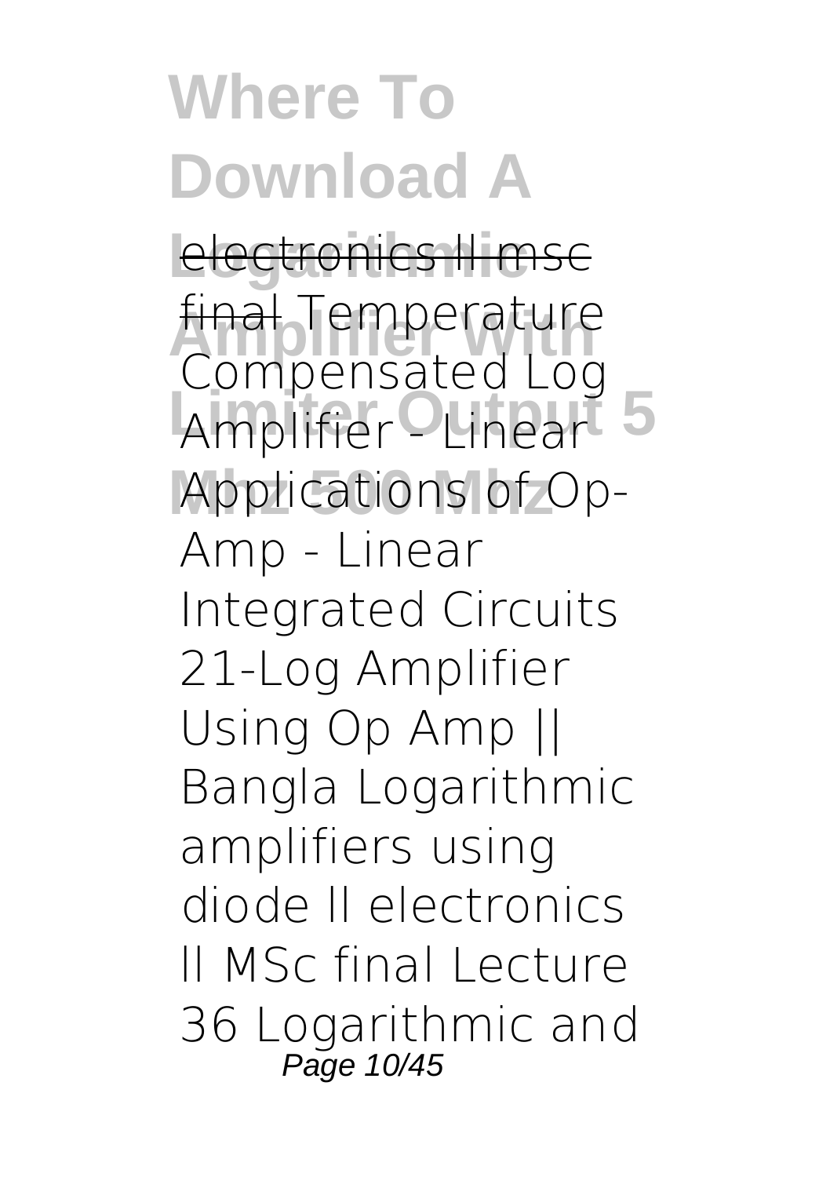~~electronics ll msc final~~ Temperature Compensated Log Amplifier - Linear Applications of Op-Amp - Linear Integrated Circuits 21-Log Amplifier Using Op Amp || Bangla Logarithmic amplifiers using diode ll electronics ll MSc final Lecture 36 Logarithmic and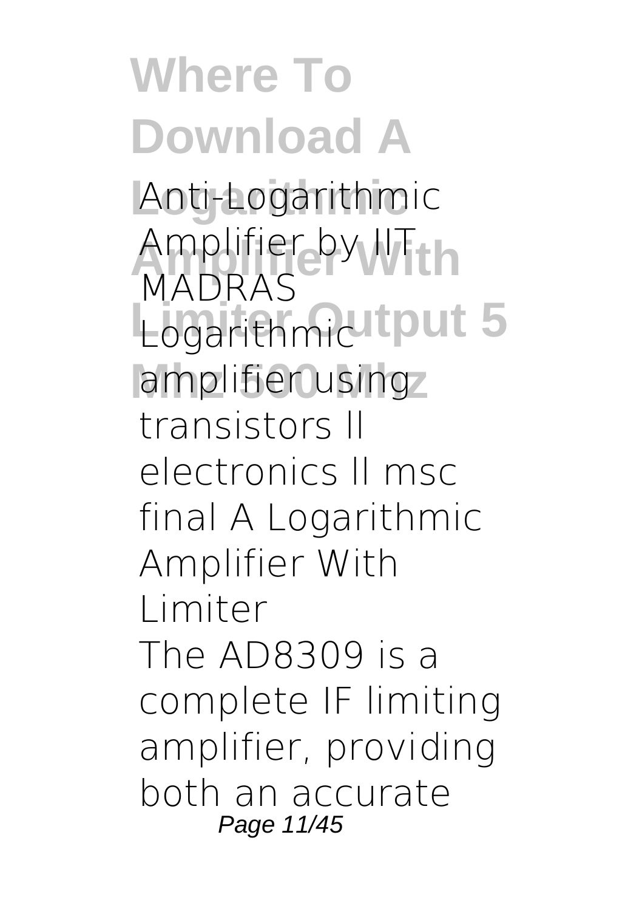**Anti-Logarithmic Amplifier by IIT MADRAS** **Logarithmic amplifier using transistors ll electronics ll msc final** **A Logarithmic Amplifier With Limiter**

The AD8309 is a complete IF limiting amplifier, providing both an accurate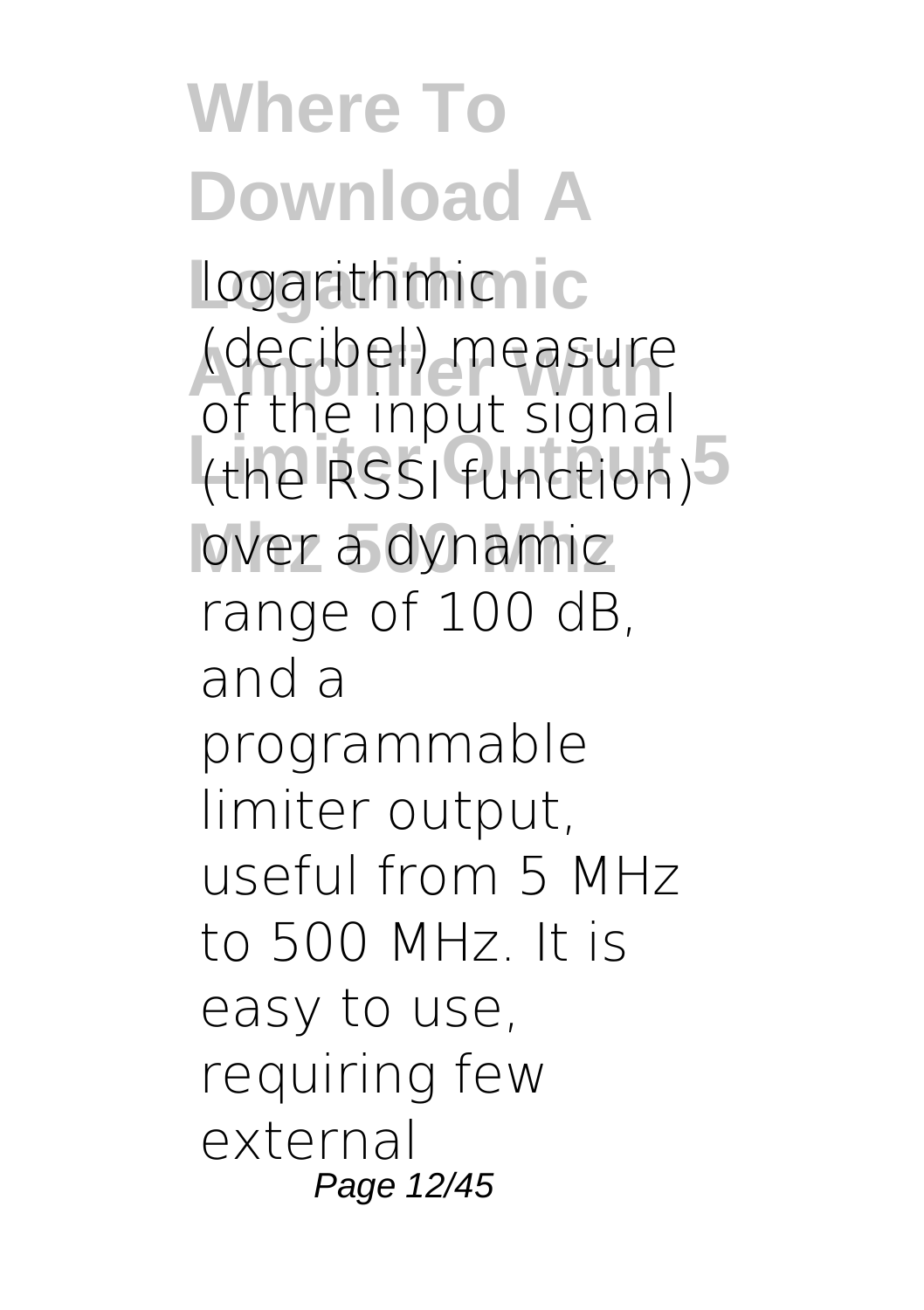logarithmic (decibel) measure of the input signal (the RSSI function) over a dynamic range of 100 dB, and a programmable limiter output, useful from 5 MHz to 500 MHz. It is easy to use, requiring few external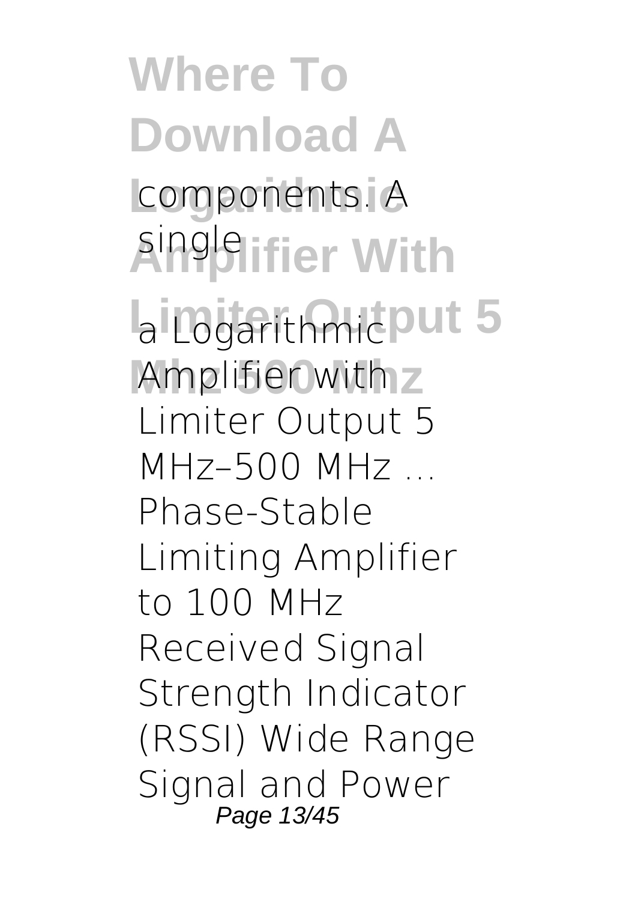components. A single

a Logarithmic Amplifier with Limiter Output 5 MHz–500 MHz ... Phase-Stable Limiting Amplifier to 100 MHz Received Signal Strength Indicator (RSSI) Wide Range Signal and Power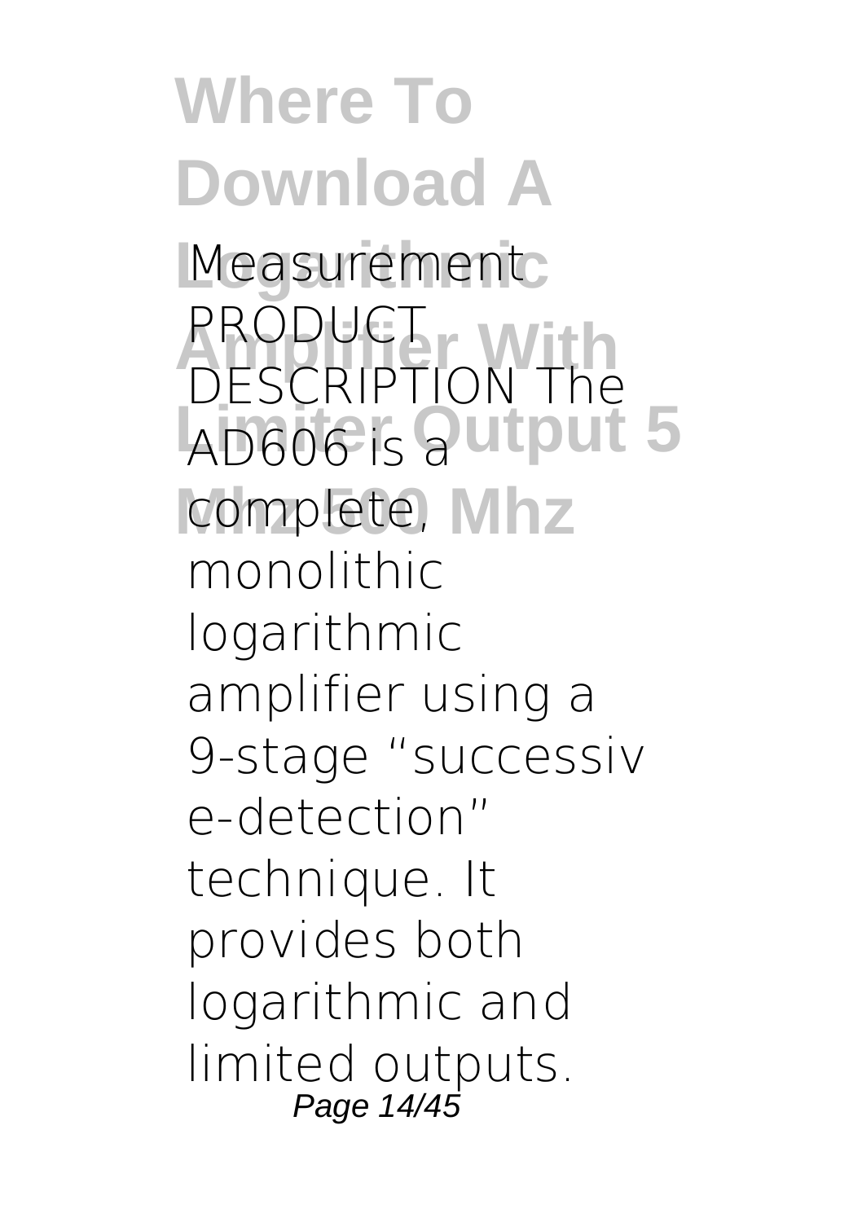Measurement PRODUCT DESCRIPTION The AD606 is a complete, monolithic logarithmic amplifier using a 9-stage "successiv e-detection" technique. It provides both logarithmic and limited outputs.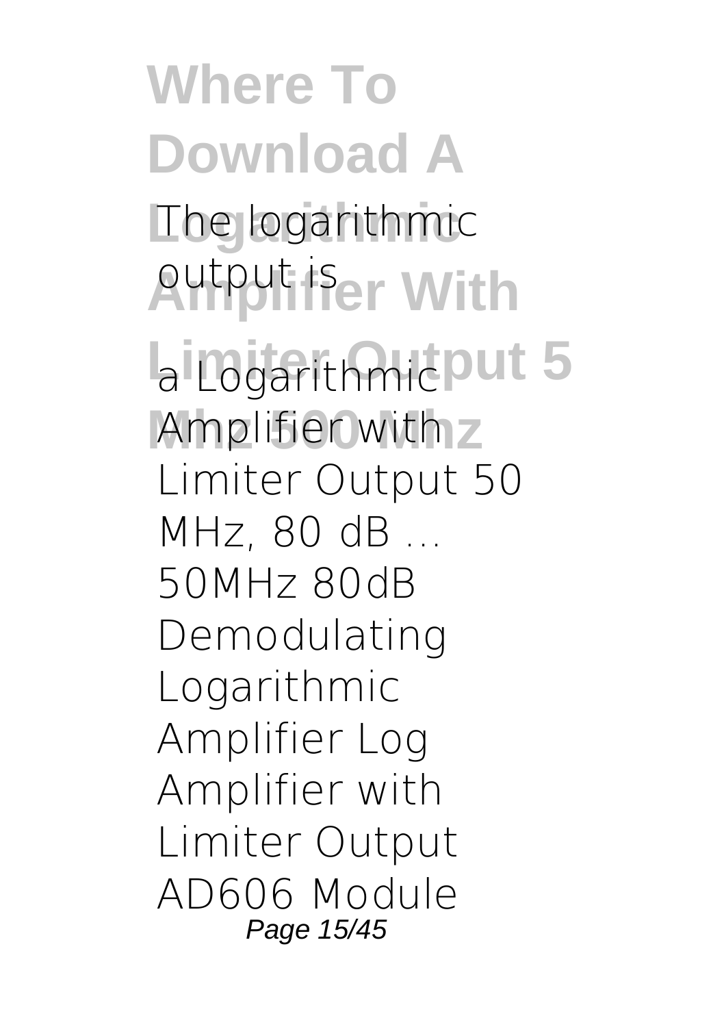The logarithmic output is

a Logarithmic Amplifier with Limiter Output 50 MHz, 80 dB ... 50MHz 80dB Demodulating Logarithmic Amplifier Log Amplifier with Limiter Output AD606 Module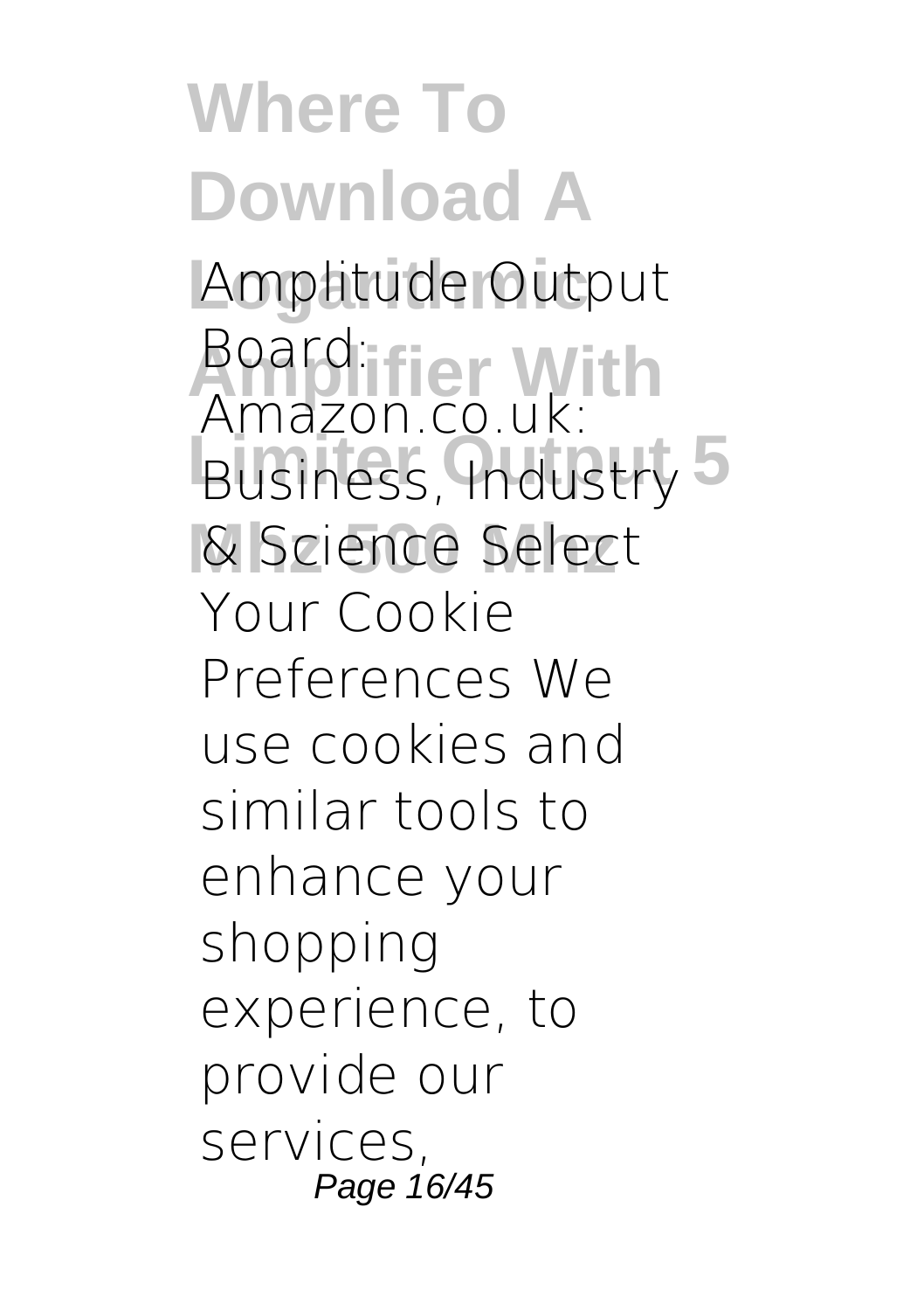Amplitude Output Board: Amazon.co.uk: Business, Industry & Science Select Your Cookie Preferences We use cookies and similar tools to enhance your shopping experience, to provide our services,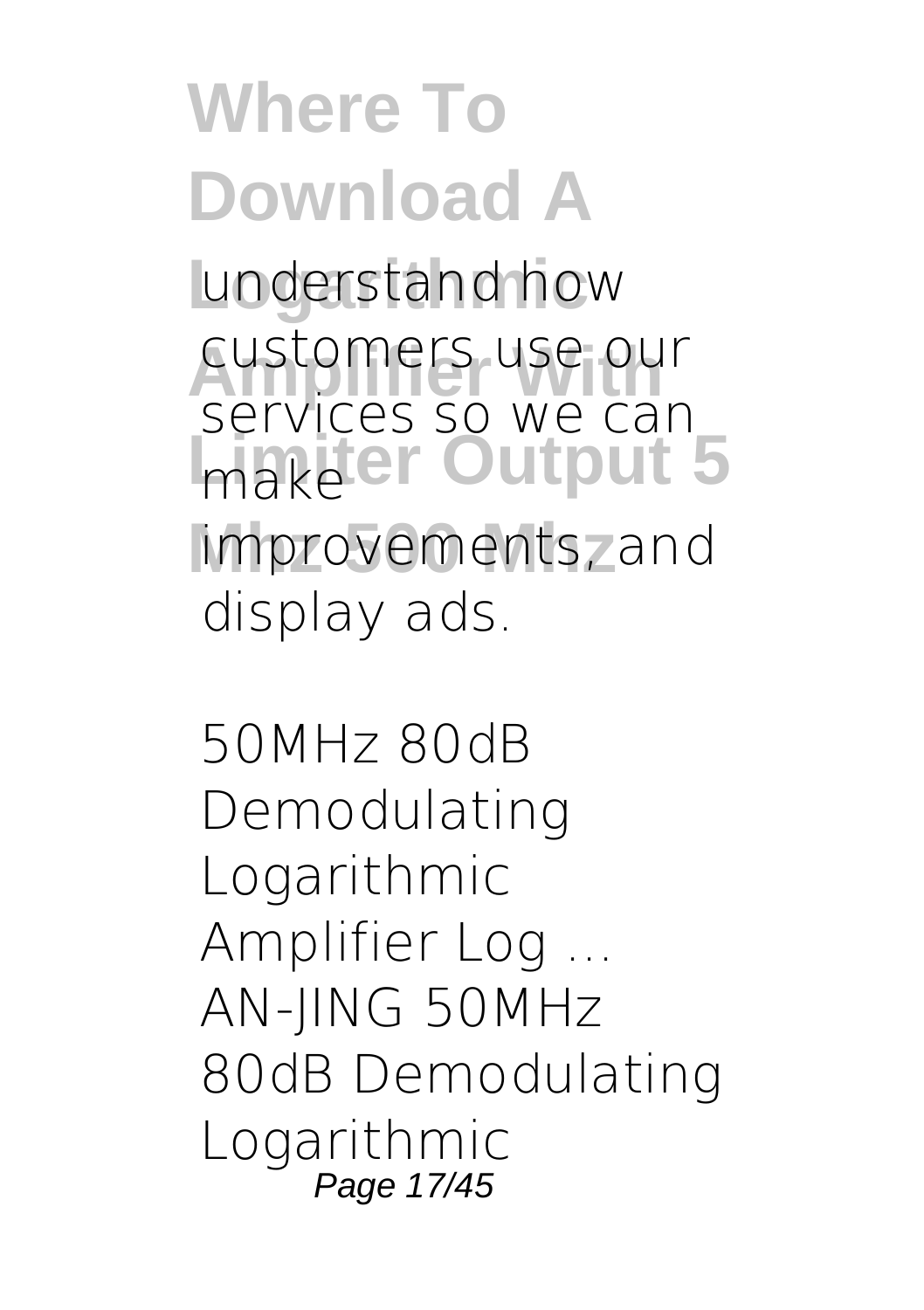understand how customers use our services so we can make improvements, and display ads.

*50MHz 80dB Demodulating Logarithmic Amplifier Log ...*

AN-JING 50MHz 80dB Demodulating Logarithmic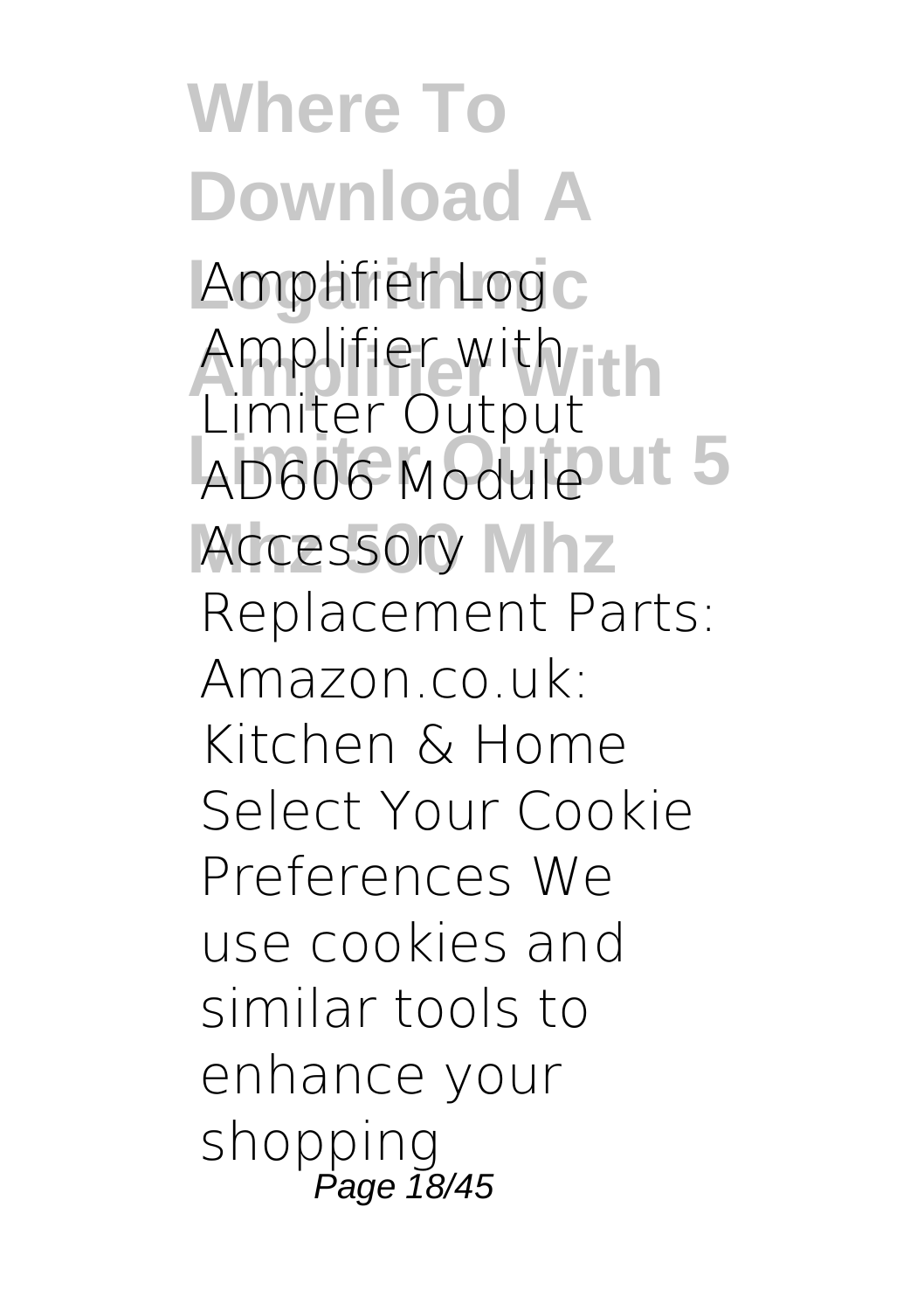Amplifier Log Amplifier with Limiter Output AD606 Module Accessory Replacement Parts: Amazon.co.uk: Kitchen & Home Select Your Cookie Preferences We use cookies and similar tools to enhance your shopping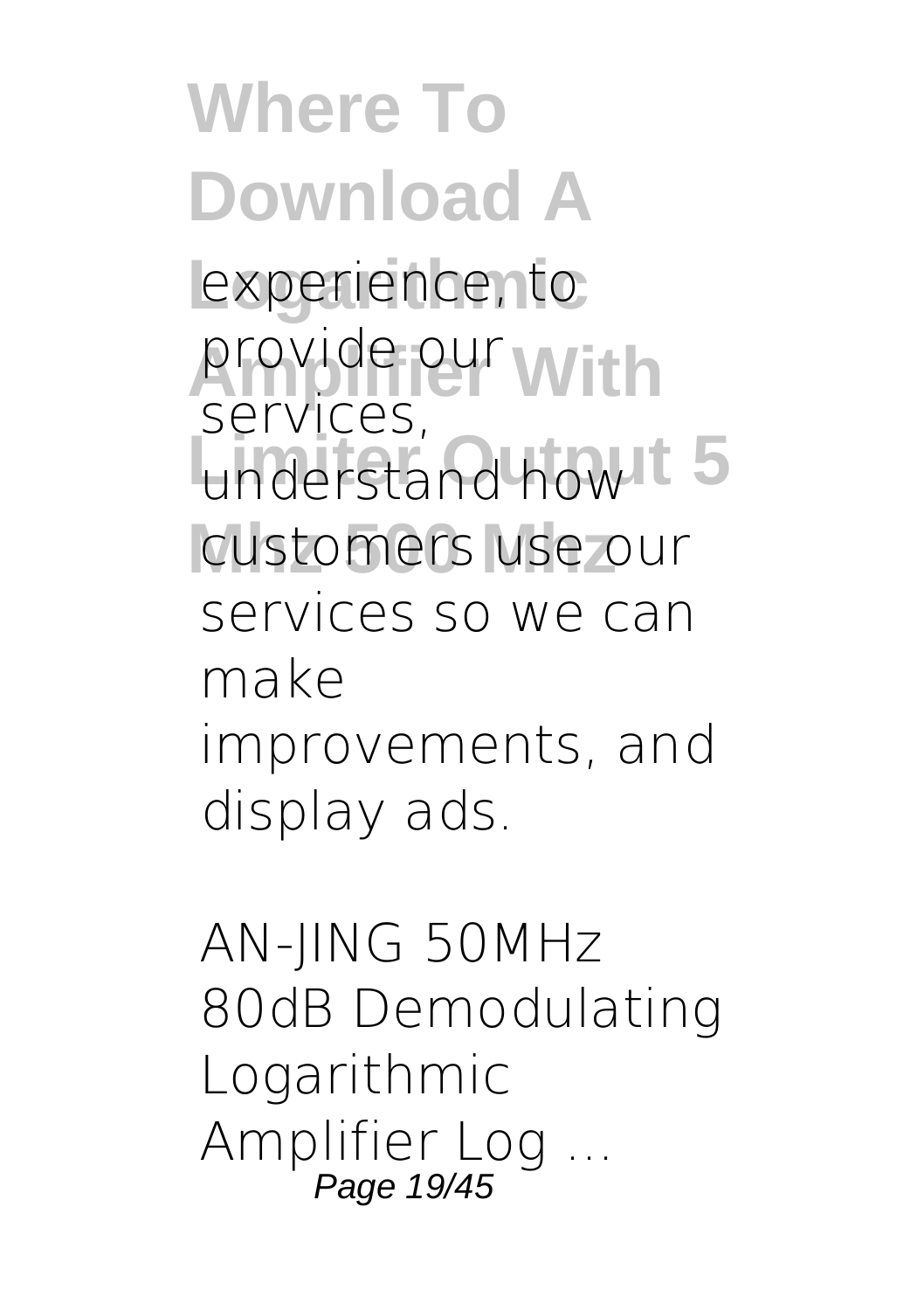experience, to provide our services, understand how customers use our services so we can make improvements, and display ads.

*AN-JING 50MHz 80dB Demodulating Logarithmic Amplifier Log ...*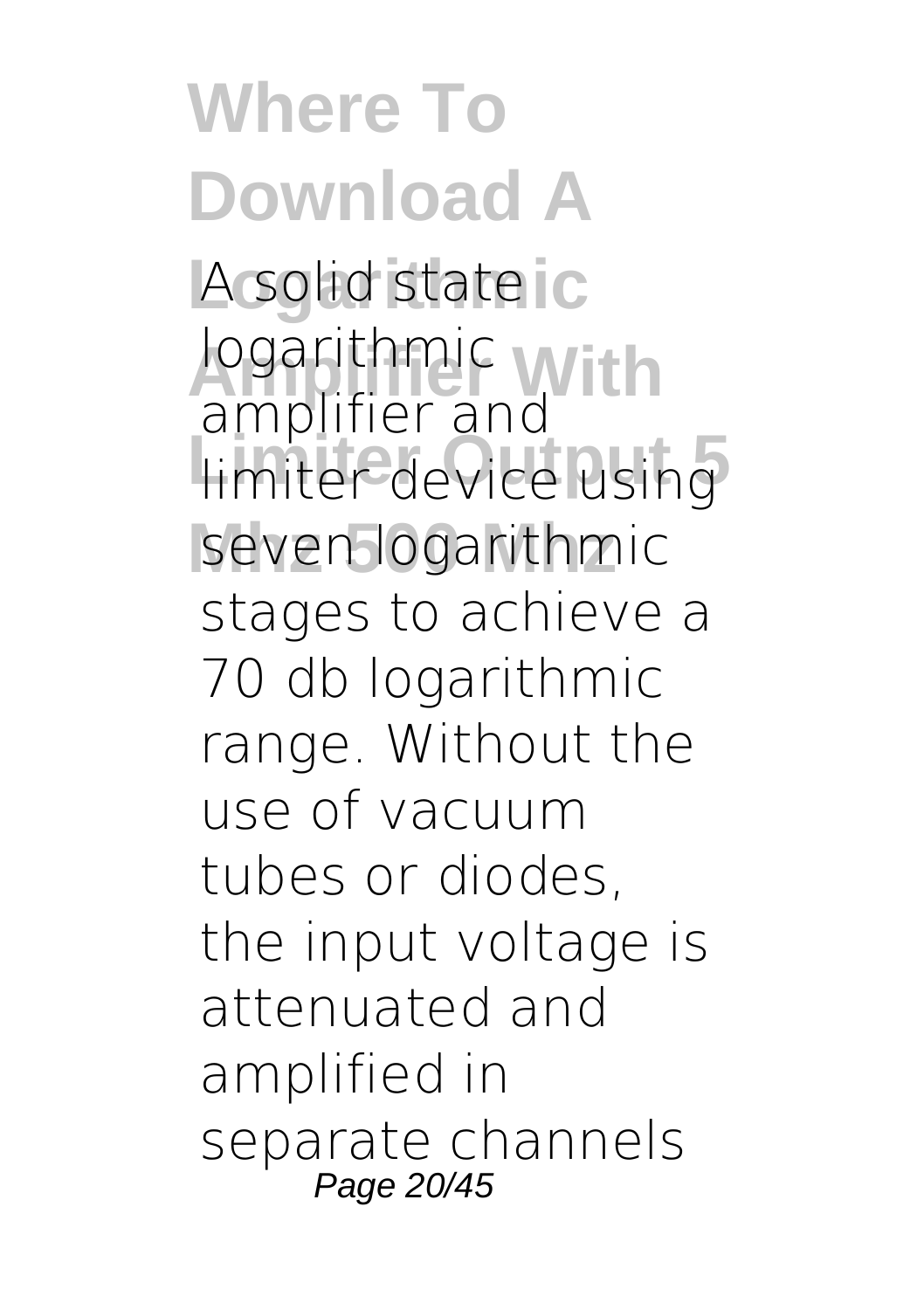A solid state logarithmic amplifier and limiter device using seven logarithmic stages to achieve a 70 db logarithmic range. Without the use of vacuum tubes or diodes, the input voltage is attenuated and amplified in separate channels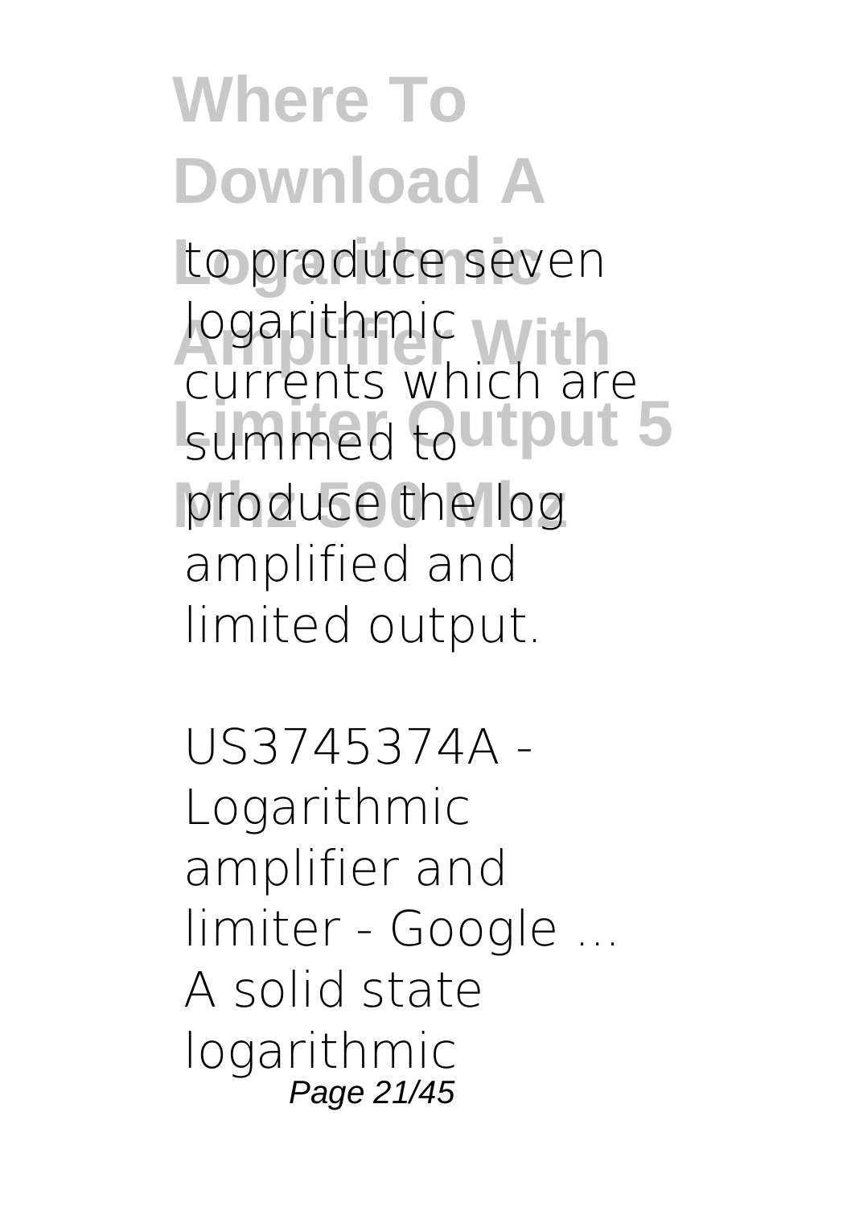to produce seven logarithmic currents which are summed to produce the log amplified and limited output.

*US3745374A - Logarithmic amplifier and limiter - Google ...*

A solid state logarithmic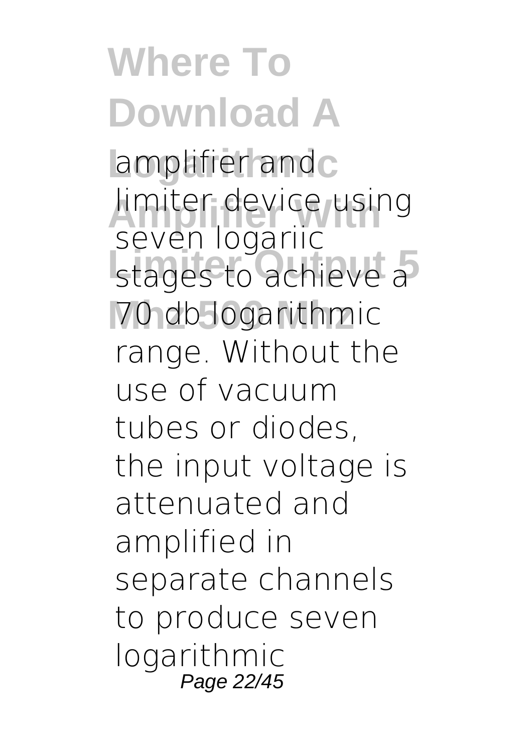amplifier and limiter device using seven logariic stages to achieve a 70 db logarithmic range. Without the use of vacuum tubes or diodes, the input voltage is attenuated and amplified in separate channels to produce seven logarithmic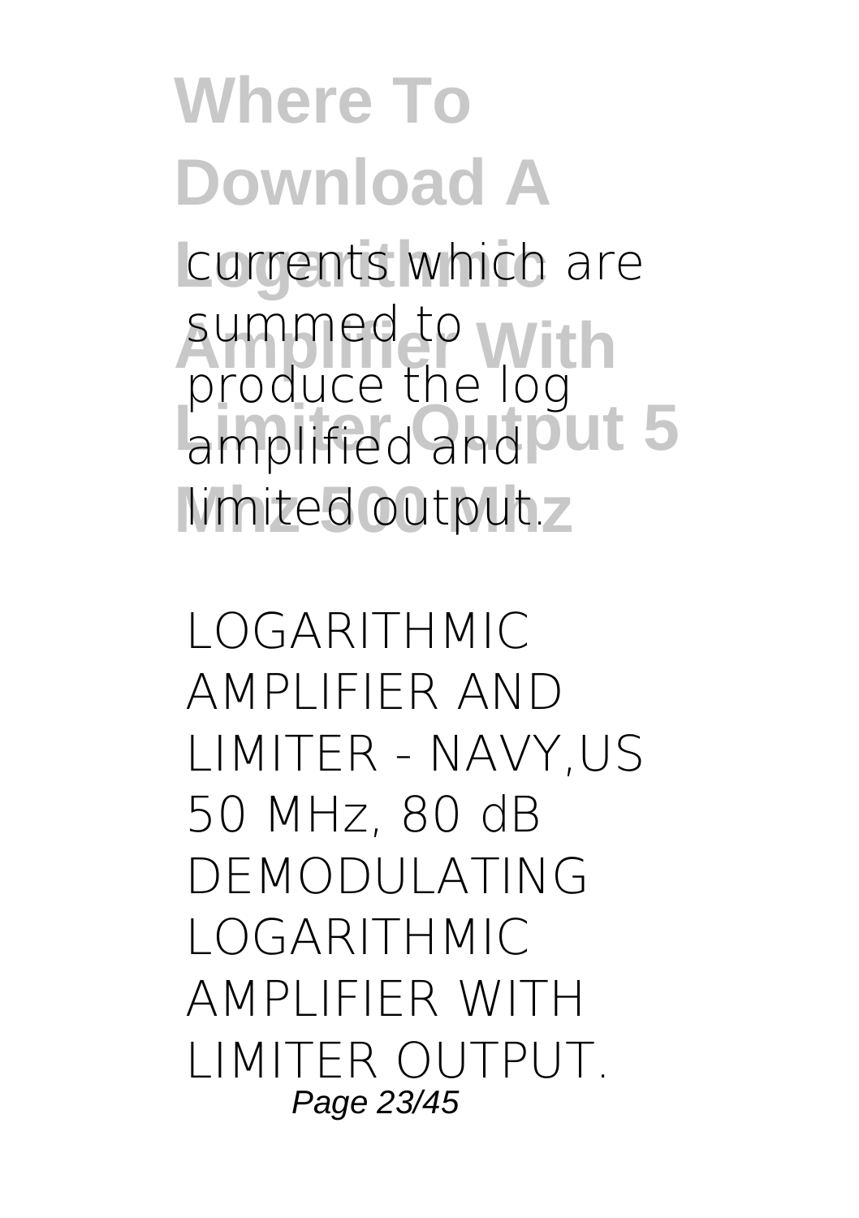currents which are summed to produce the log amplified and limited output.

LOGARITHMIC AMPLIFIER AND LIMITER - NAVY,US 50 MHz, 80 dB DEMODULATING LOGARITHMIC AMPLIFIER WITH LIMITER OUTPUT.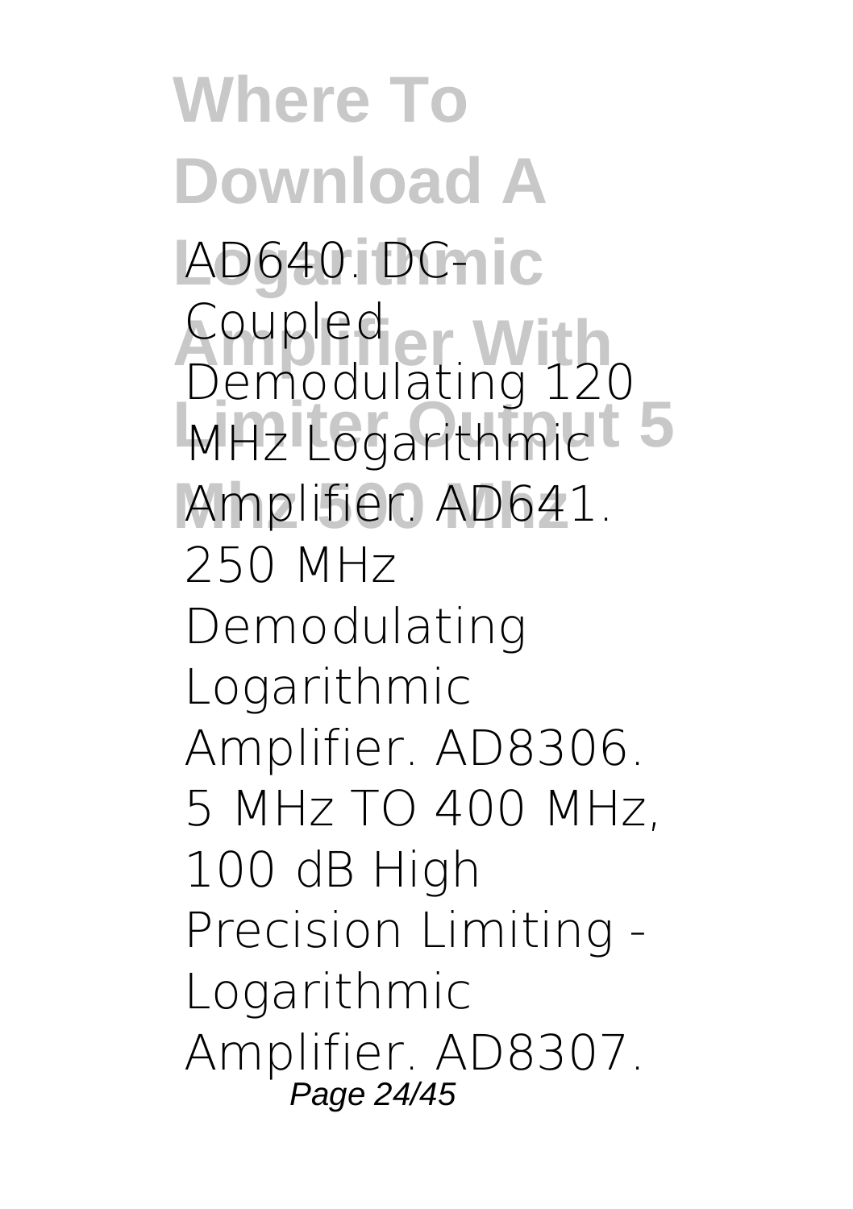AD640. DC-Coupled Demodulating 120 MHz Logarithmic Amplifier. AD641. 250 MHz Demodulating Logarithmic Amplifier. AD8306. 5 MHz TO 400 MHz, 100 dB High Precision Limiting - Logarithmic Amplifier. AD8307.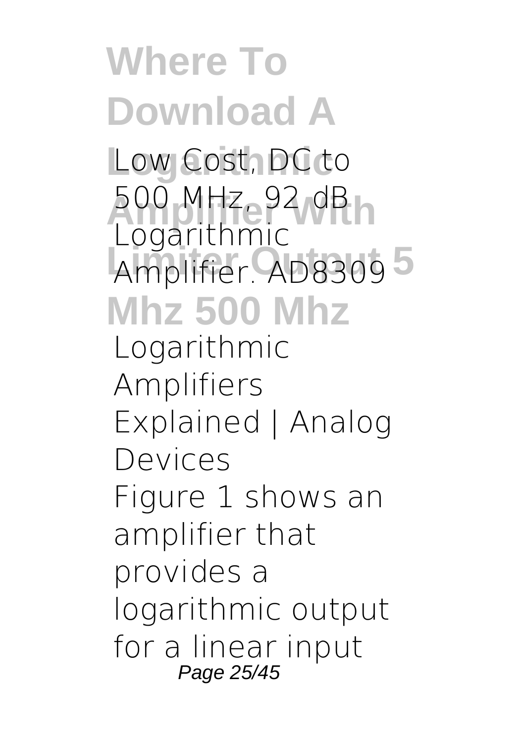Low Cost, DC to 500 MHz, 92 dB Logarithmic Amplifier. AD8309

**Logarithmic Amplifiers Explained | Analog Devices**

Figure 1 shows an amplifier that provides a logarithmic output for a linear input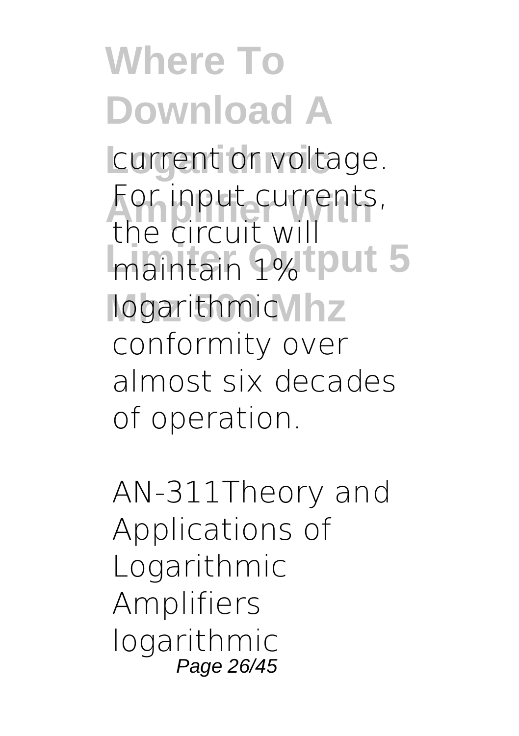current or voltage. For input currents, the circuit will maintain 1% logarithmic conformity over almost six decades of operation.

AN-311Theory and Applications of Logarithmic Amplifiers logarithmic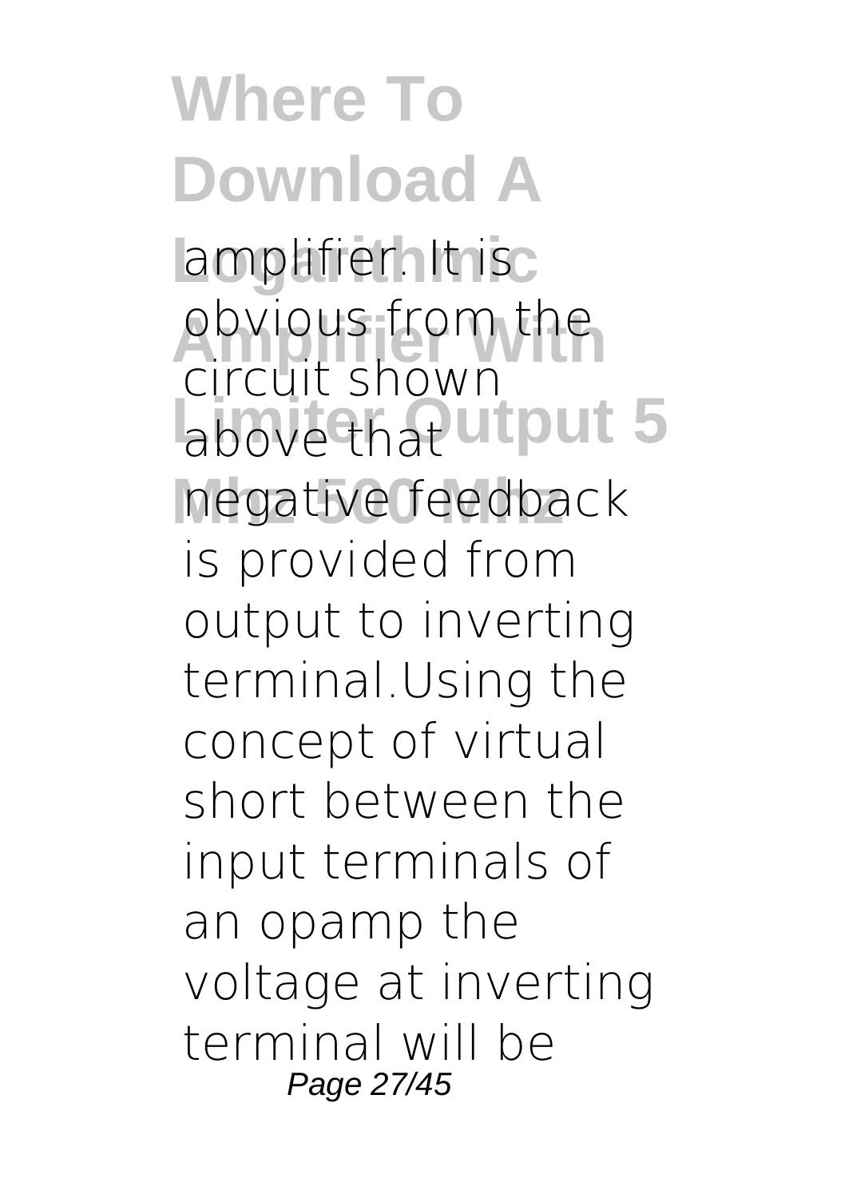amplifier. It is obvious from the circuit shown above that negative feedback is provided from output to inverting terminal.Using the concept of virtual short between the input terminals of an opamp the voltage at inverting terminal will be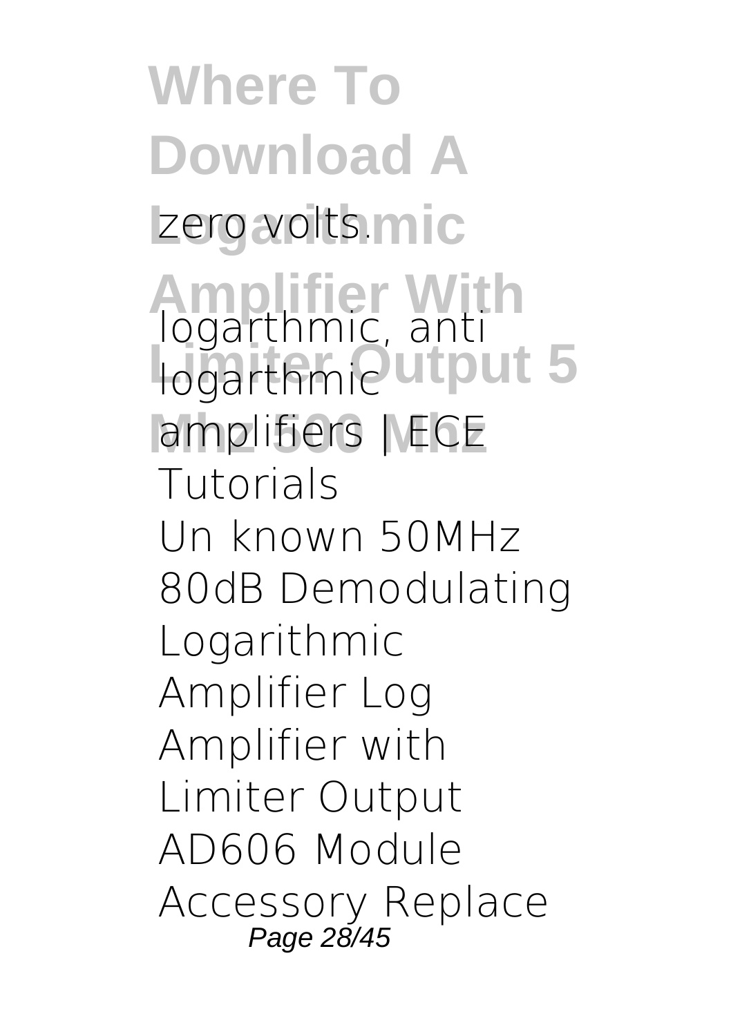zero volts.

**logarthmic, anti logarthmic amplifiers | ECE Tutorials**

Un known 50MHz 80dB Demodulating Logarithmic Amplifier Log Amplifier with Limiter Output AD606 Module Accessory Replace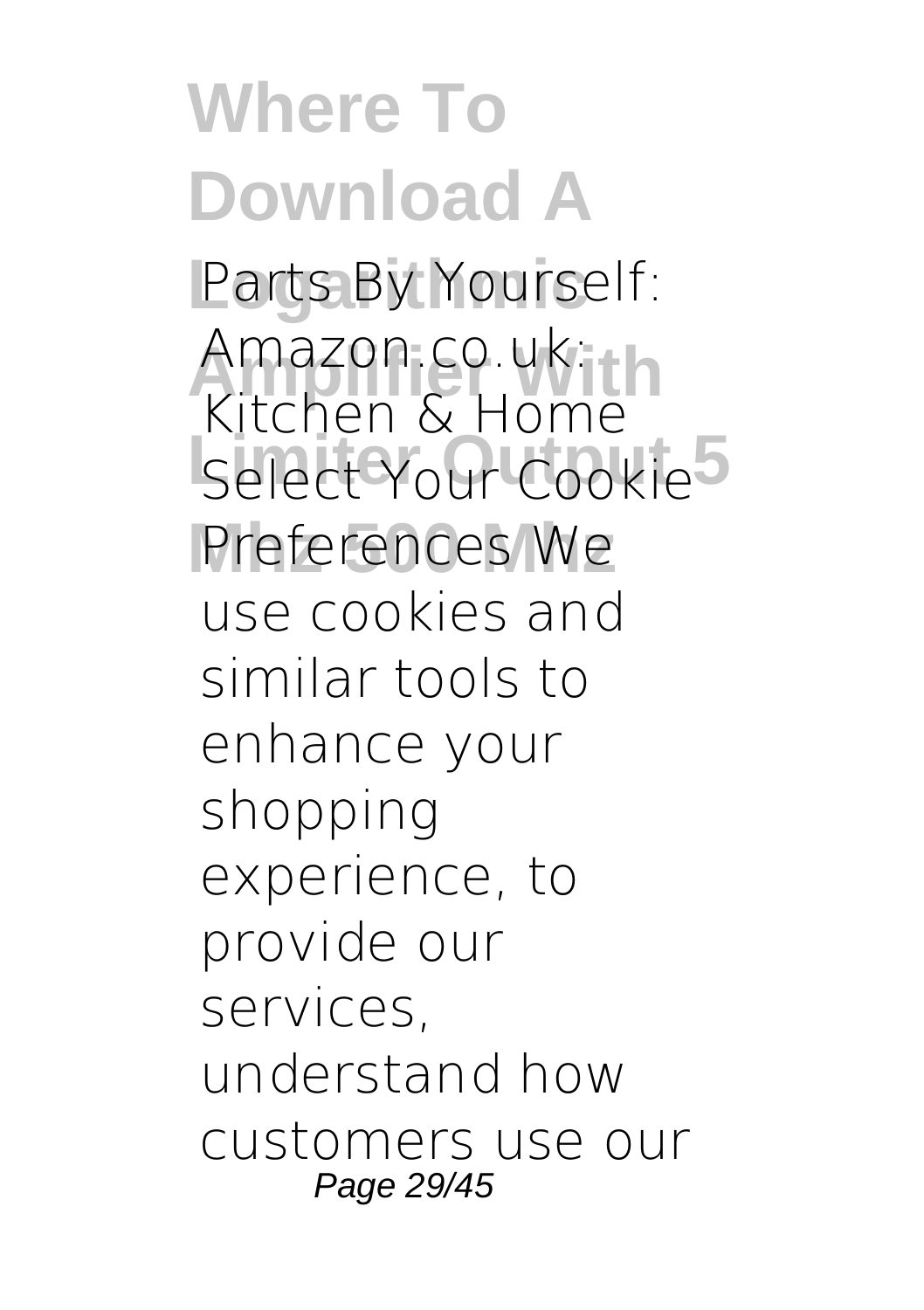Parts By Yourself: Amazon.co.uk: Kitchen & Home Select Your Cookie Preferences We use cookies and similar tools to enhance your shopping experience, to provide our services, understand how customers use our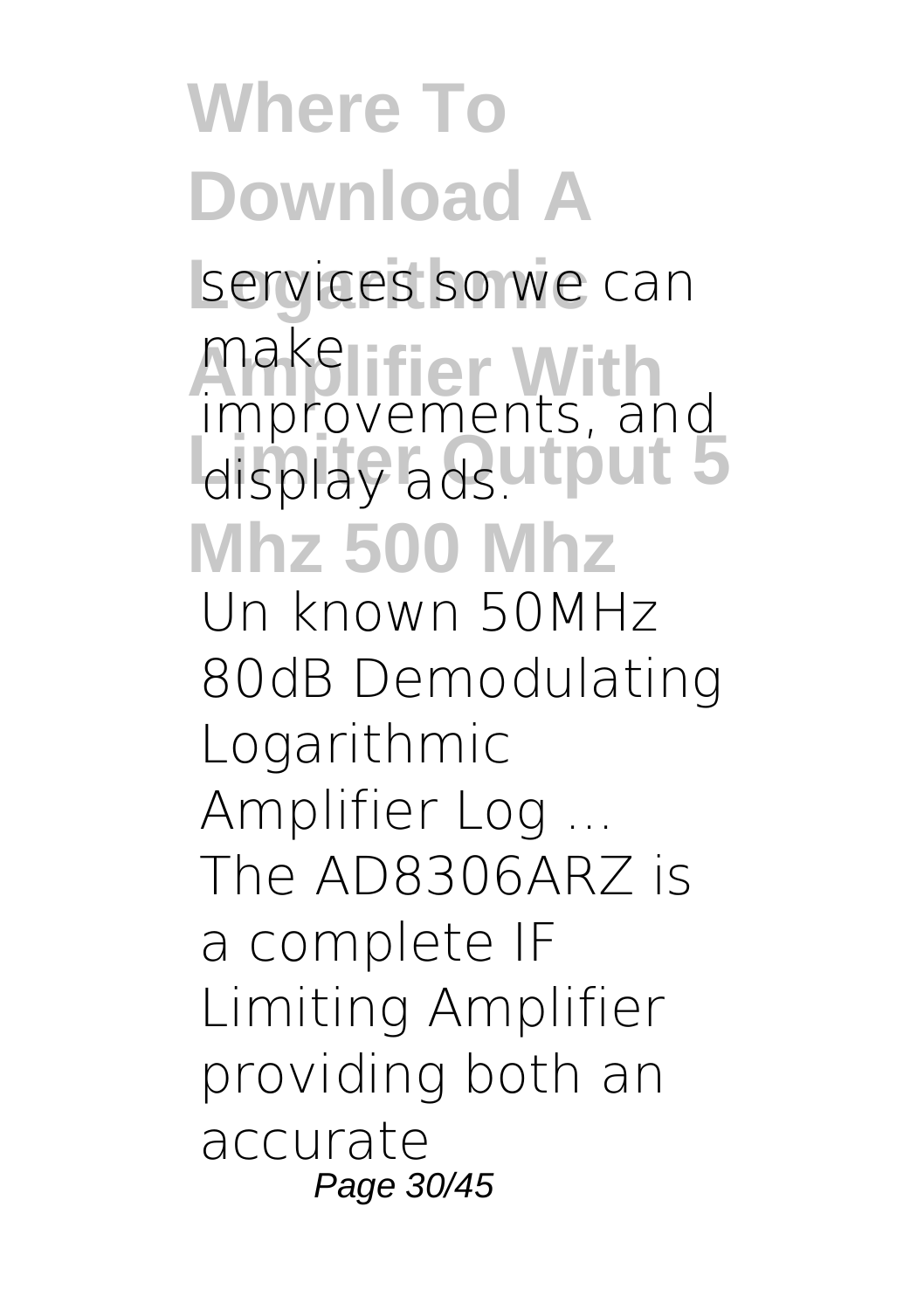services so we can make improvements, and display ads.

**Un known 50MHz 80dB Demodulating Logarithmic Amplifier Log ...**

The AD8306ARZ is a complete IF Limiting Amplifier providing both an accurate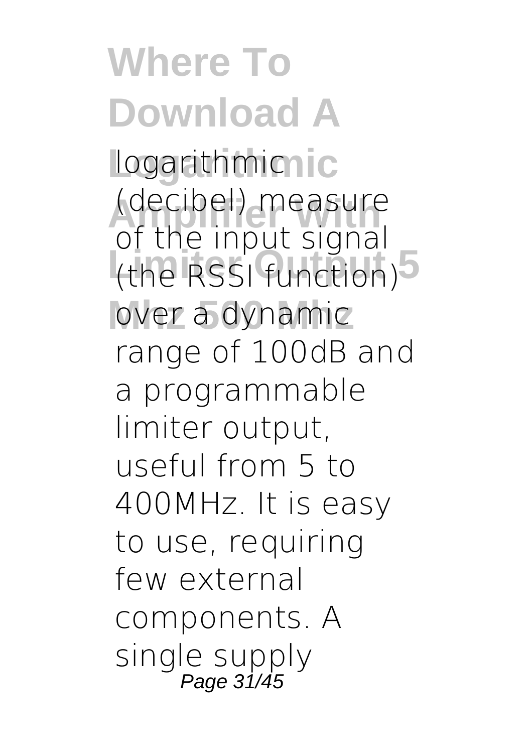logarithmic (decibel) measure of the input signal (the RSSI function) over a dynamic range of 100dB and a programmable limiter output, useful from 5 to 400MHz. It is easy to use, requiring few external components. A single supply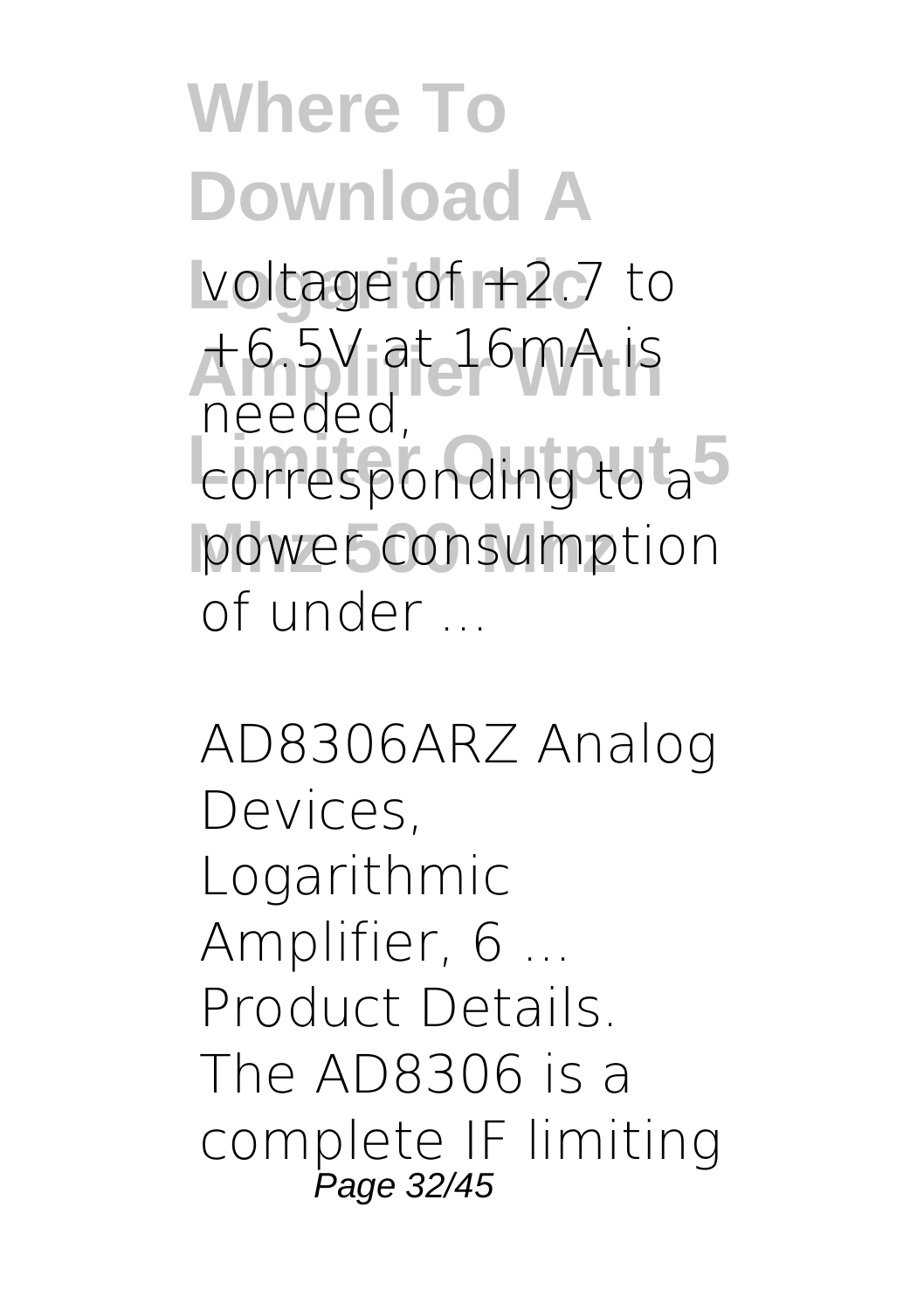voltage of +2.7 to +6.5V at 16mA is needed, corresponding to a power consumption of under ...

*AD8306ARZ Analog Devices, Logarithmic Amplifier, 6 ...*

Product Details. The AD8306 is a complete IF limiting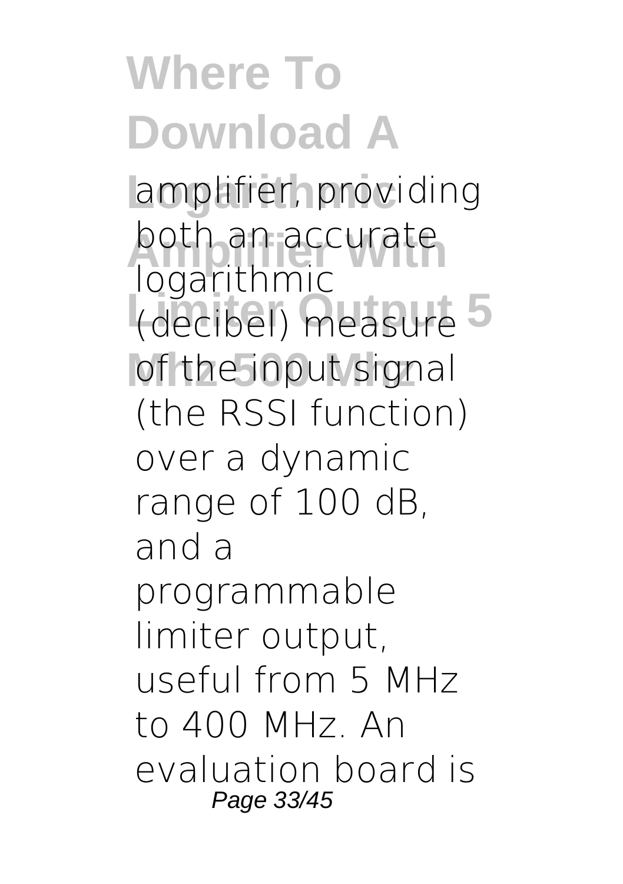amplifier, providing both an accurate logarithmic (decibel) measure of the input signal (the RSSI function) over a dynamic range of 100 dB, and a programmable limiter output, useful from 5 MHz to 400 MHz. An evaluation board is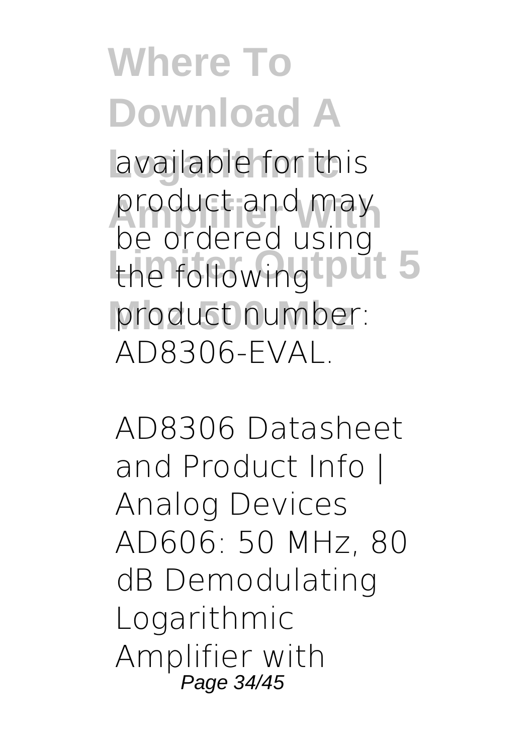available for this product and may be ordered using the following product number: AD8306-EVAL.

AD8306 Datasheet and Product Info | Analog Devices AD606: 50 MHz, 80 dB Demodulating Logarithmic Amplifier with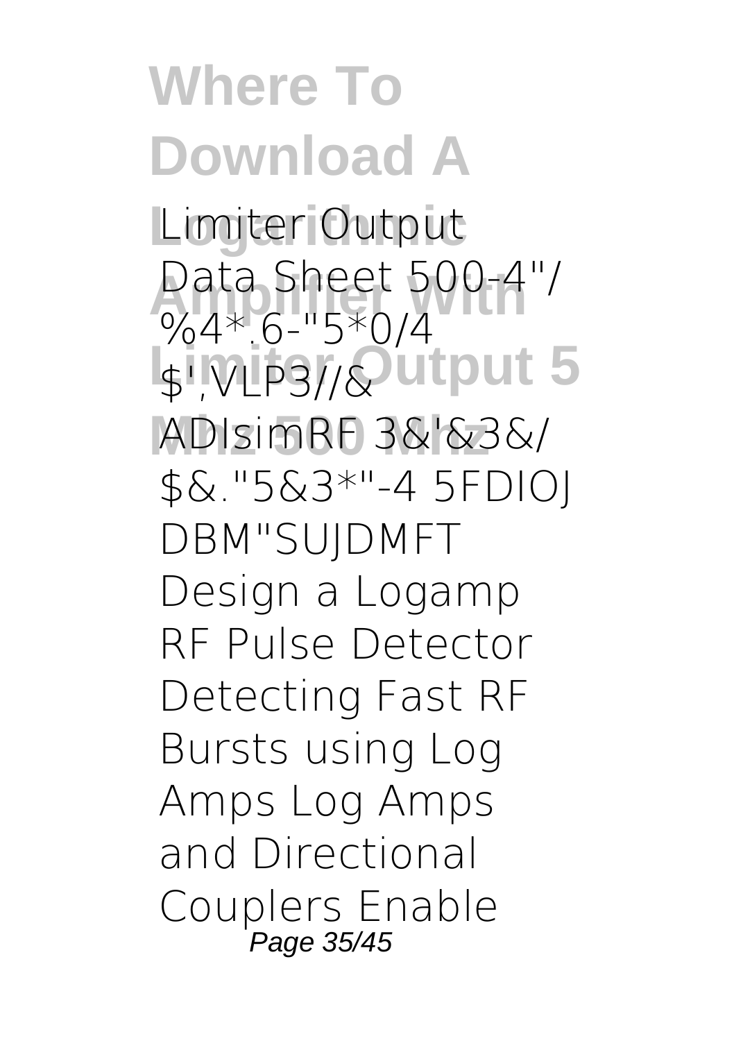Limiter Output Data Sheet 500-4"/ %4*.6-"5*0/4 $',VLP3//& ADIsimRF 3&'&3&/ $&."5&3*"-4 5FDIOJ DBM"SUJDMFT Design a Logamp RF Pulse Detector Detecting Fast RF Bursts using Log Amps Log Amps and Directional Couplers Enable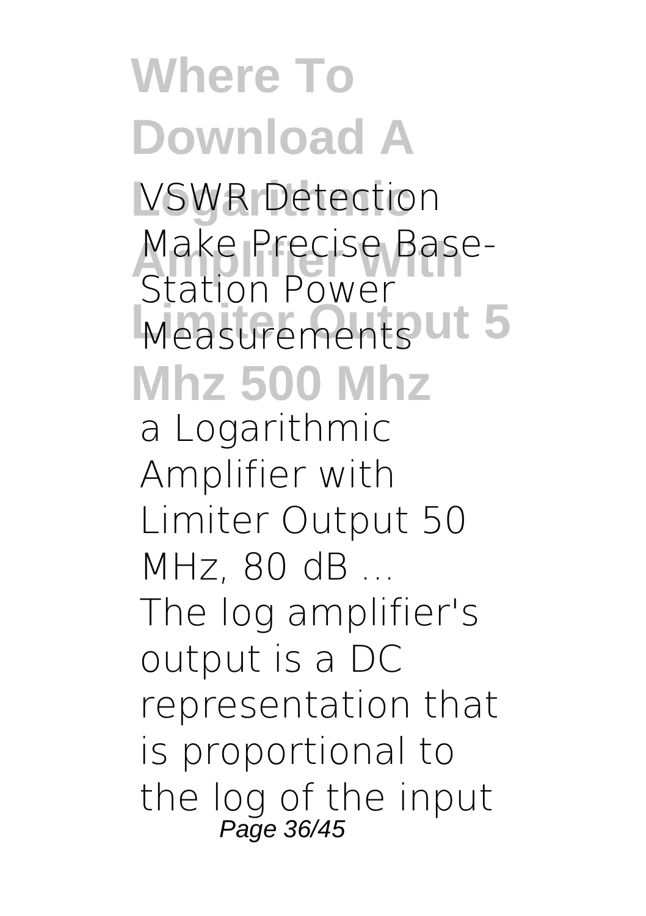**VSWR Detection Make Precise Base-Station Power Measurements**

**a Logarithmic Amplifier with Limiter Output 50 MHz, 80 dB ...**

The log amplifier's output is a DC representation that is proportional to the log of the input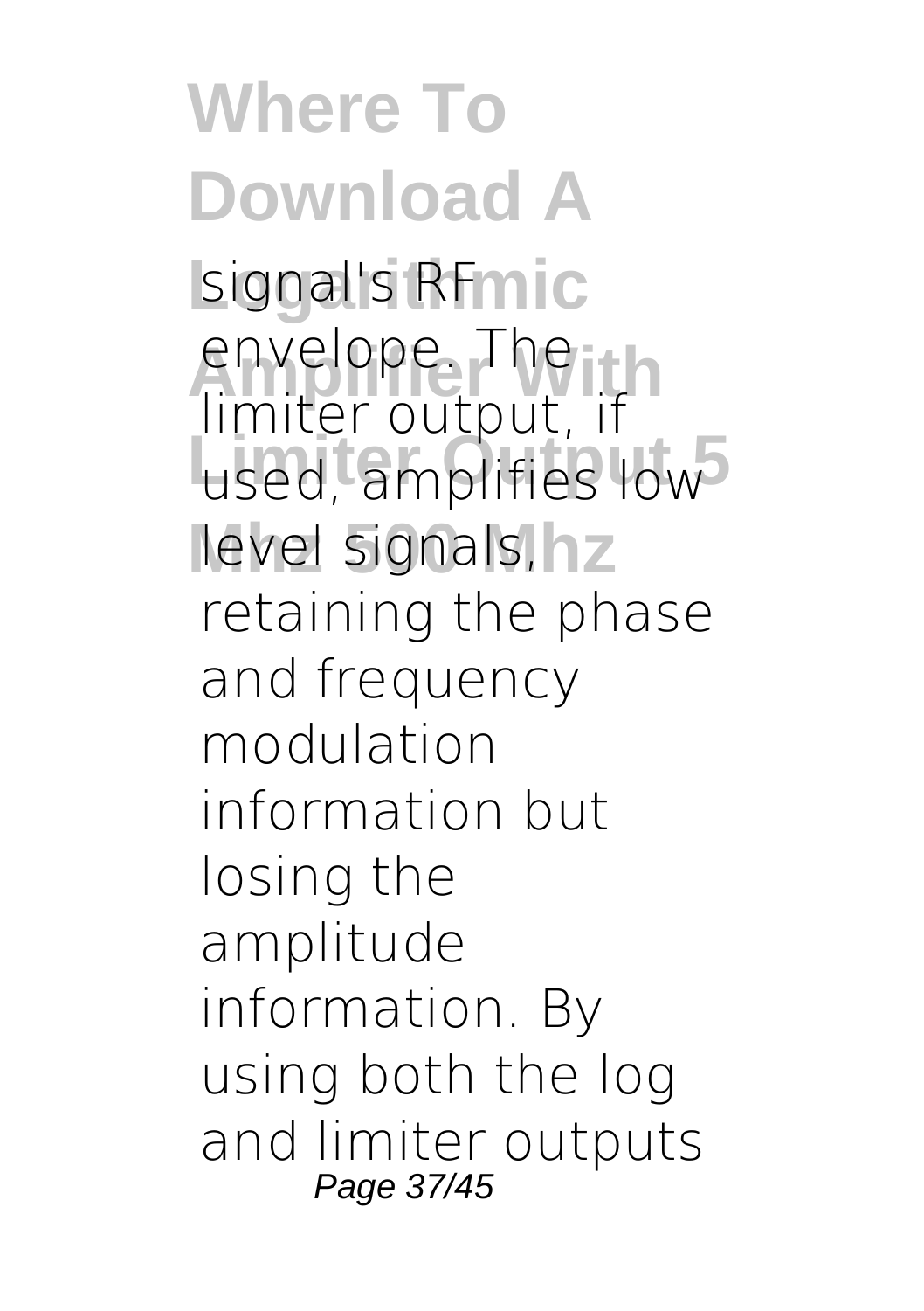signal's RF envelope. The limiter output, if used, amplifies low level signals, retaining the phase and frequency modulation information but losing the amplitude information. By using both the log and limiter outputs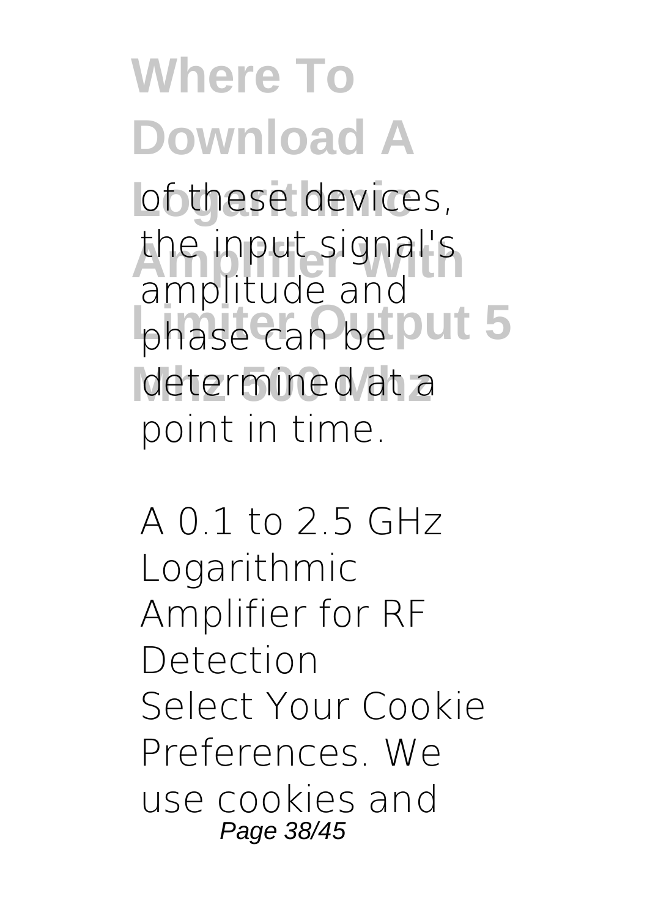of these devices, the input signal's amplitude and phase can be determined at a point in time.

A 0.1 to 2.5 GHz Logarithmic Amplifier for RF Detection
Select Your Cookie Preferences. We use cookies and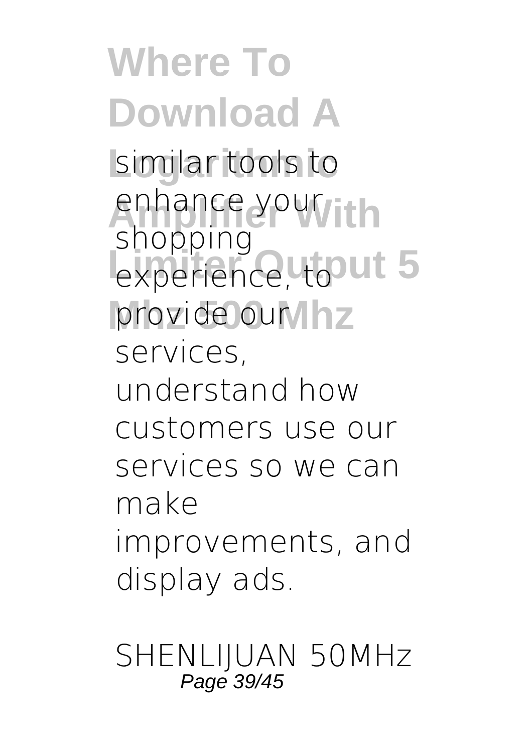similar tools to enhance your shopping experience, to provide our services, understand how customers use our services so we can make improvements, and display ads.

*SHENLIJUAN 50MHz*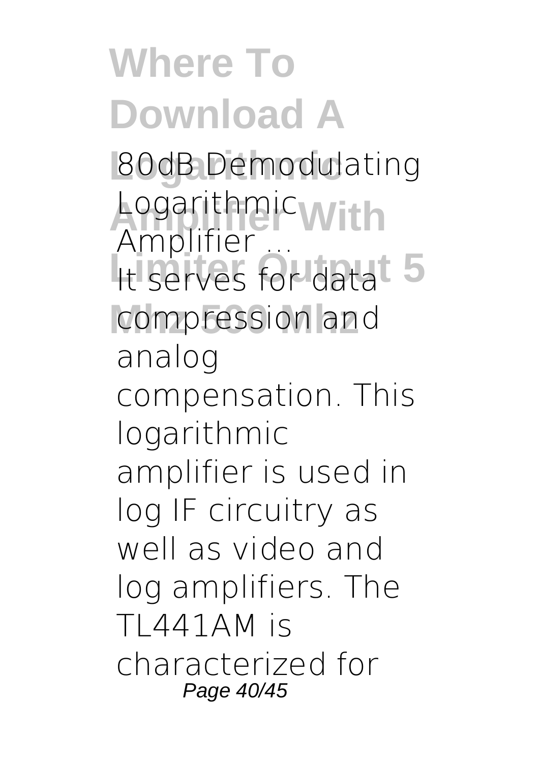**80dB Demodulating Logarithmic Amplifier ...**

It serves for data compression and analog compensation. This logarithmic amplifier is used in log IF circuitry as well as video and log amplifiers. The TL441AM is characterized for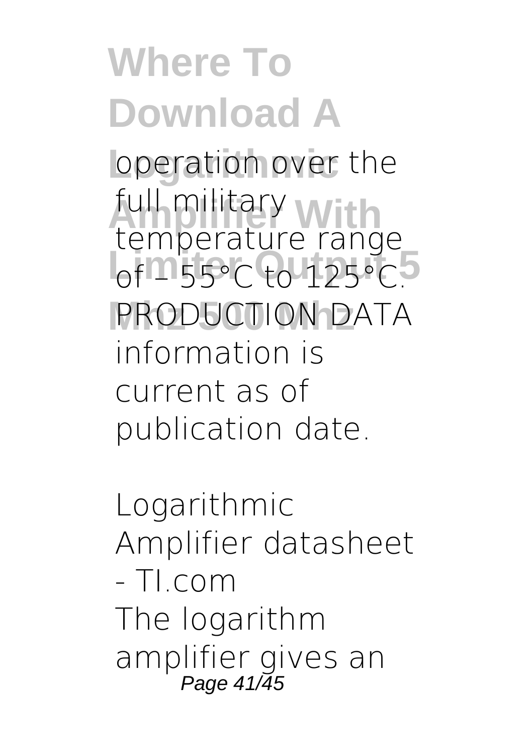operation over the full military temperature range of – 55°C to 125°C. PRODUCTION DATA information is current as of publication date.

*Logarithmic Amplifier datasheet - TI.com*

The logarithm amplifier gives an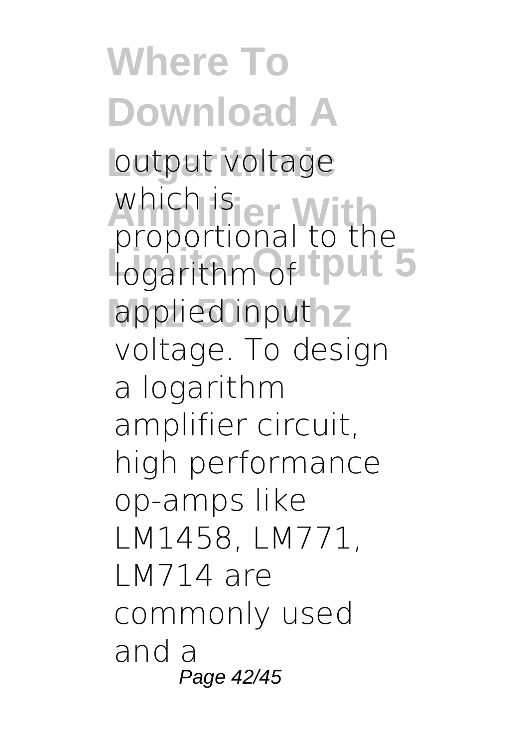output voltage which is proportional to the logarithm of applied input voltage. To design a logarithm amplifier circuit, high performance op-amps like LM1458, LM771, LM714 are commonly used and a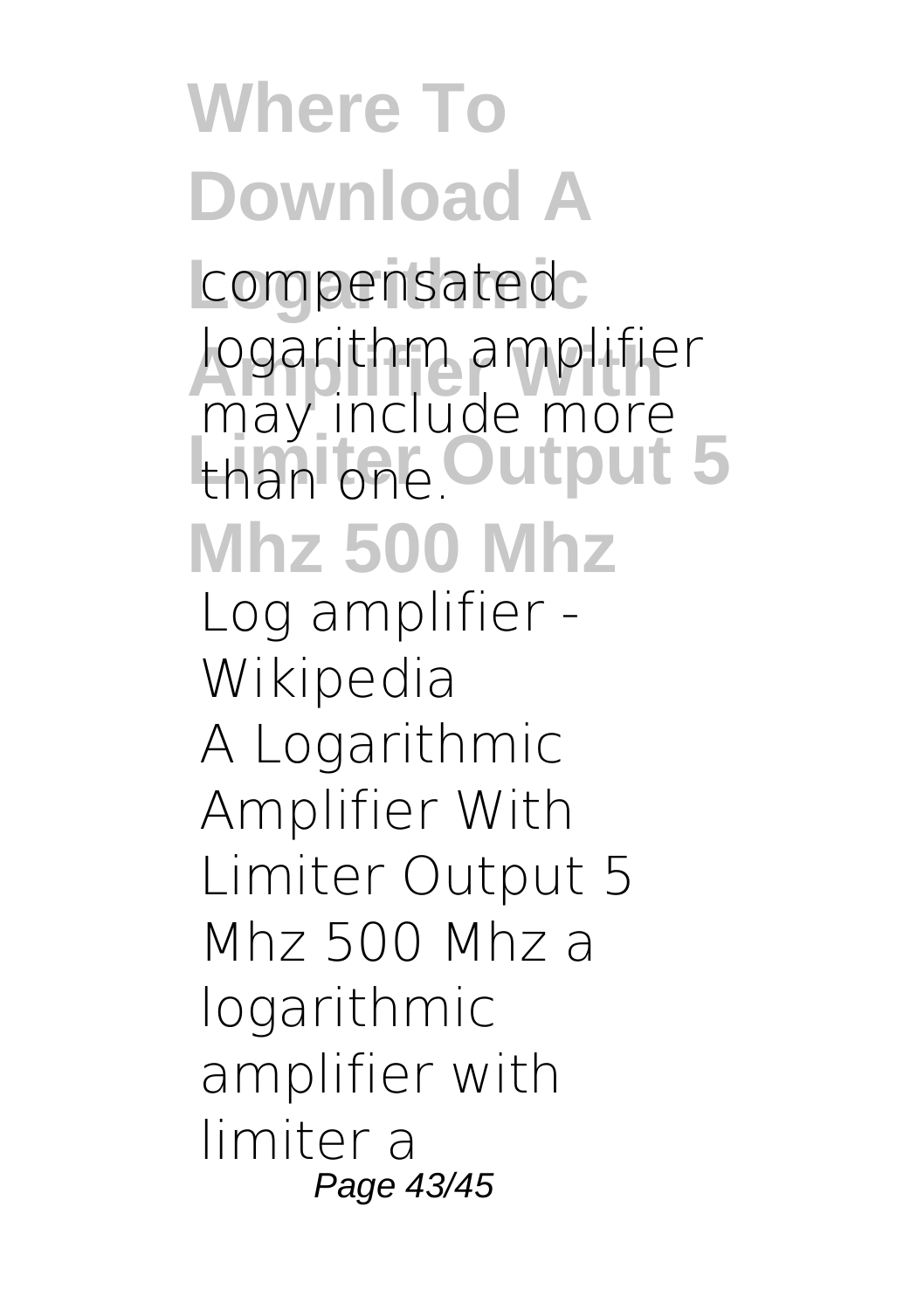compensated logarithm amplifier may include more than one.

**Log amplifier - Wikipedia**

A Logarithmic Amplifier With Limiter Output 5 Mhz 500 Mhz a logarithmic amplifier with limiter a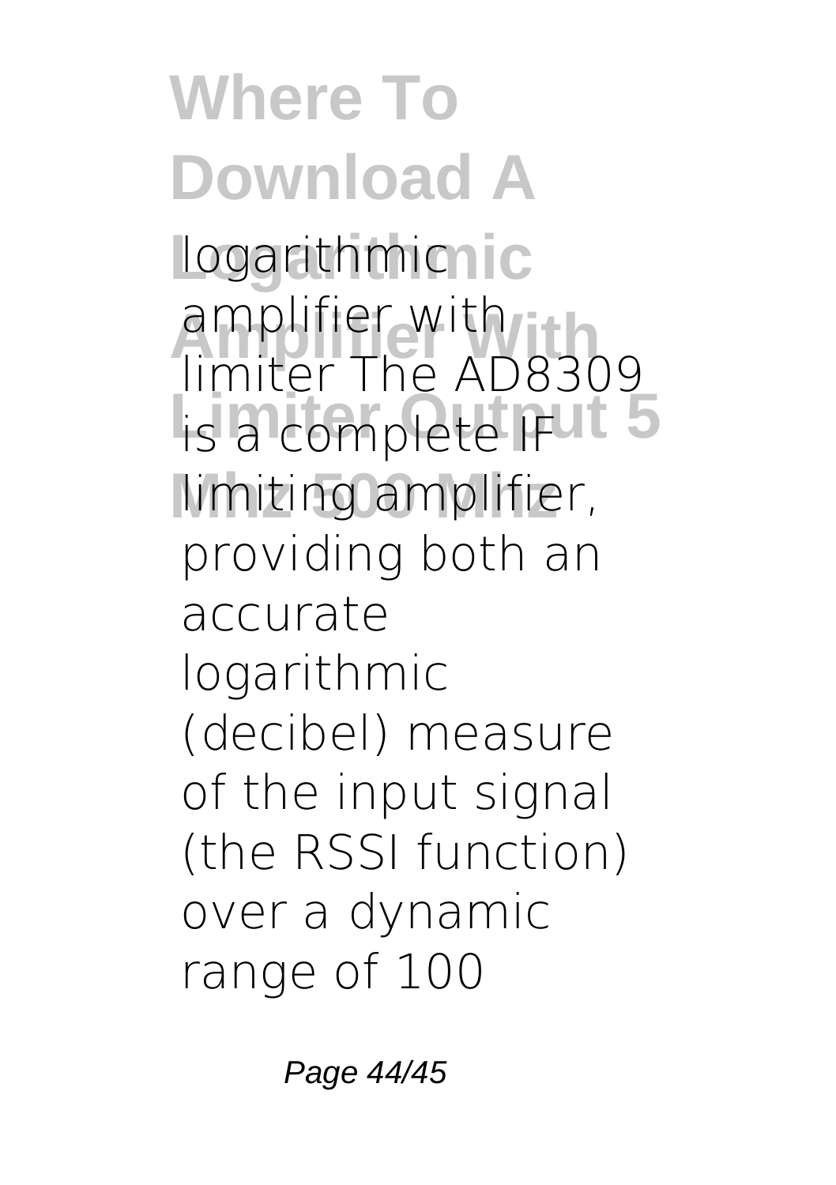logarithmic amplifier with limiter The AD8309 is a complete IF limiting amplifier, providing both an accurate logarithmic (decibel) measure of the input signal (the RSSI function) over a dynamic range of 100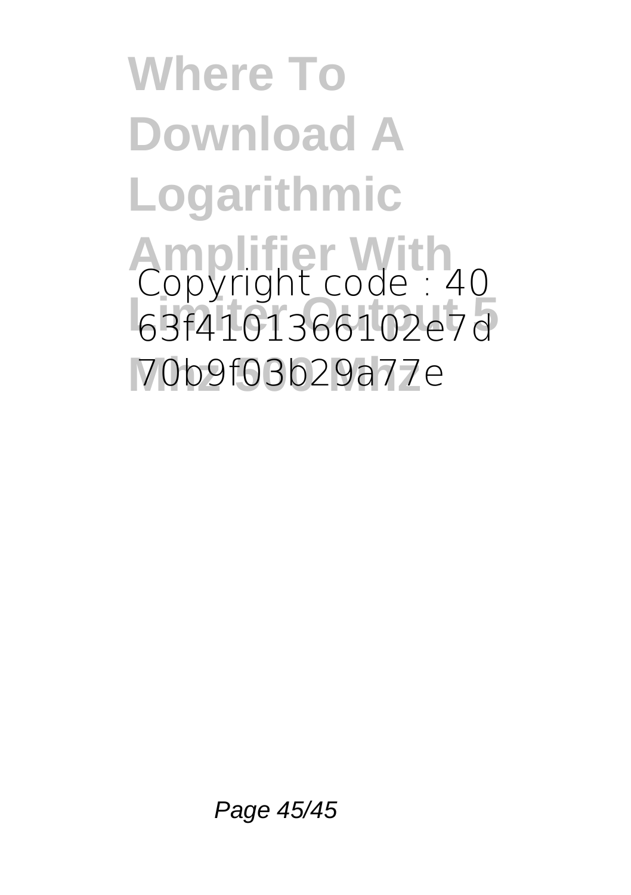# Where To Download A Logarithmic Amplifier With Limiter Output 5 Mhz 500 Mhz

Copyright code : 4063f4101366102e7d70b9f03b29a77e